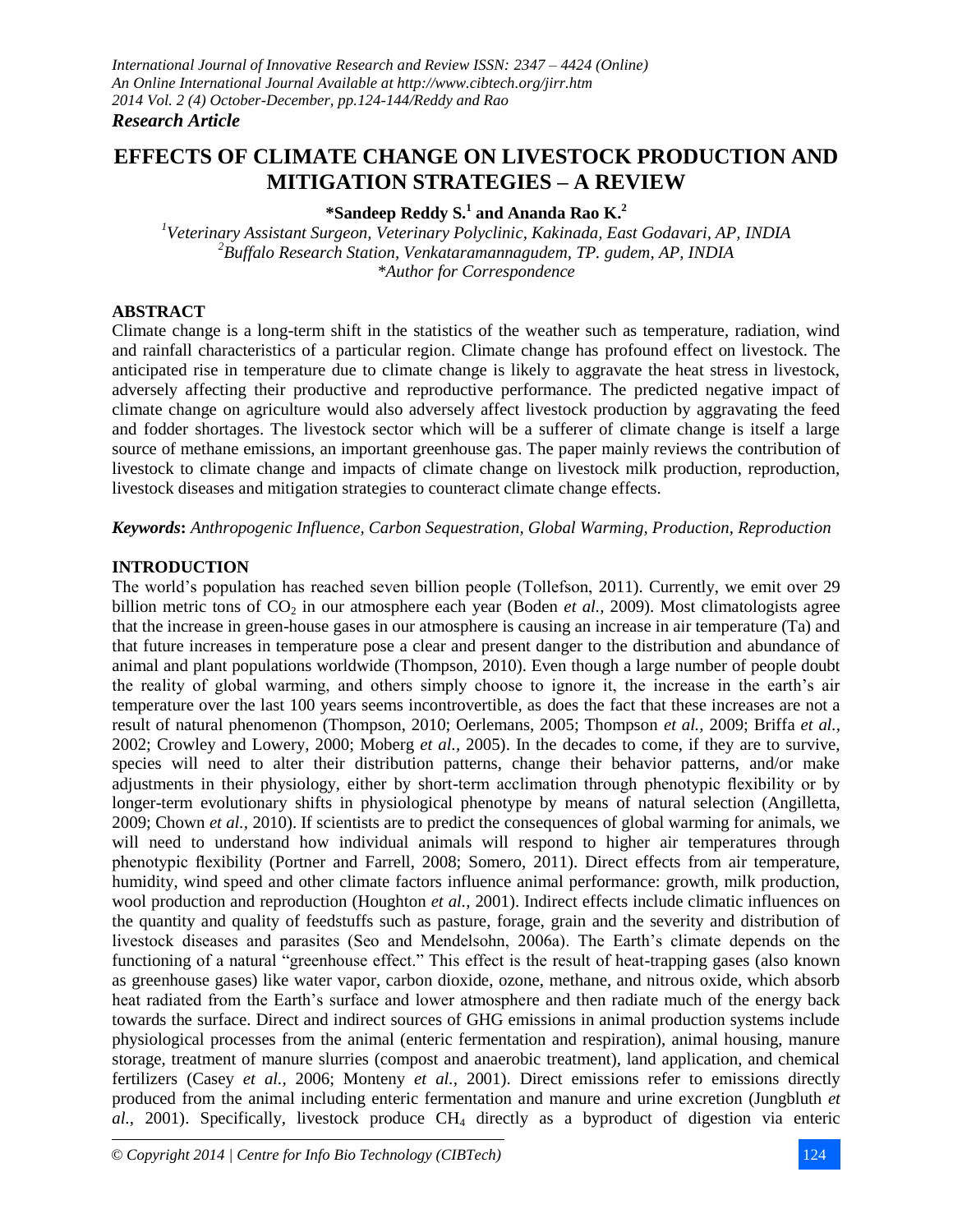*Research Article*

# EFFECTS OF CLIMATE CHANGE ON LIVESTOCK PRODUCTION AND MITIGATION STRATEGIES – A REVIEW

**\*Sandeep Reddy S.[1] and Ananda Rao K.[2]**

*[1]Veterinary Assistant Surgeon, Veterinary Polyclinic, Kakinada, East Godavari, AP, INDIA*
*[2]Buffalo Research Station, Venkataramannagudem, TP. gudem, AP, INDIA*
*\*Author for Correspondence*

## ABSTRACT

Climate change is a long-term shift in the statistics of the weather such as temperature, radiation, wind and rainfall characteristics of a particular region. Climate change has profound effect on livestock. The anticipated rise in temperature due to climate change is likely to aggravate the heat stress in livestock, adversely affecting their productive and reproductive performance. The predicted negative impact of climate change on agriculture would also adversely affect livestock production by aggravating the feed and fodder shortages. The livestock sector which will be a sufferer of climate change is itself a large source of methane emissions, an important greenhouse gas. The paper mainly reviews the contribution of livestock to climate change and impacts of climate change on livestock milk production, reproduction, livestock diseases and mitigation strategies to counteract climate change effects.

***Keywords*****:** *Anthropogenic Influence, Carbon Sequestration, Global Warming, Production, Reproduction*

## INTRODUCTION

The world's population has reached seven billion people (Tollefson, 2011). Currently, we emit over 29 billion metric tons of $CO_2$ in our atmosphere each year (Boden *et al.,* 2009). Most climatologists agree that the increase in green-house gases in our atmosphere is causing an increase in air temperature (Ta) and that future increases in temperature pose a clear and present danger to the distribution and abundance of animal and plant populations worldwide (Thompson, 2010). Even though a large number of people doubt the reality of global warming, and others simply choose to ignore it, the increase in the earth's air temperature over the last 100 years seems incontrovertible, as does the fact that these increases are not a result of natural phenomenon (Thompson, 2010; Oerlemans, 2005; Thompson *et al.,* 2009; Briffa *et al.,* 2002; Crowley and Lowery, 2000; Moberg *et al.,* 2005). In the decades to come, if they are to survive, species will need to alter their distribution patterns, change their behavior patterns, and/or make adjustments in their physiology, either by short-term acclimation through phenotypic flexibility or by longer-term evolutionary shifts in physiological phenotype by means of natural selection (Angilletta, 2009; Chown *et al.,* 2010). If scientists are to predict the consequences of global warming for animals, we will need to understand how individual animals will respond to higher air temperatures through phenotypic flexibility (Portner and Farrell, 2008; Somero, 2011). Direct effects from air temperature, humidity, wind speed and other climate factors influence animal performance: growth, milk production, wool production and reproduction (Houghton *et al.,* 2001). Indirect effects include climatic influences on the quantity and quality of feedstuffs such as pasture, forage, grain and the severity and distribution of livestock diseases and parasites (Seo and Mendelsohn, 2006a). The Earth's climate depends on the functioning of a natural "greenhouse effect." This effect is the result of heat-trapping gases (also known as greenhouse gases) like water vapor, carbon dioxide, ozone, methane, and nitrous oxide, which absorb heat radiated from the Earth's surface and lower atmosphere and then radiate much of the energy back towards the surface. Direct and indirect sources of GHG emissions in animal production systems include physiological processes from the animal (enteric fermentation and respiration), animal housing, manure storage, treatment of manure slurries (compost and anaerobic treatment), land application, and chemical fertilizers (Casey *et al.,* 2006; Monteny *et al.,* 2001). Direct emissions refer to emissions directly produced from the animal including enteric fermentation and manure and urine excretion (Jungbluth *et al.,* 2001). Specifically, livestock produce $CH_4$ directly as a byproduct of digestion via enteric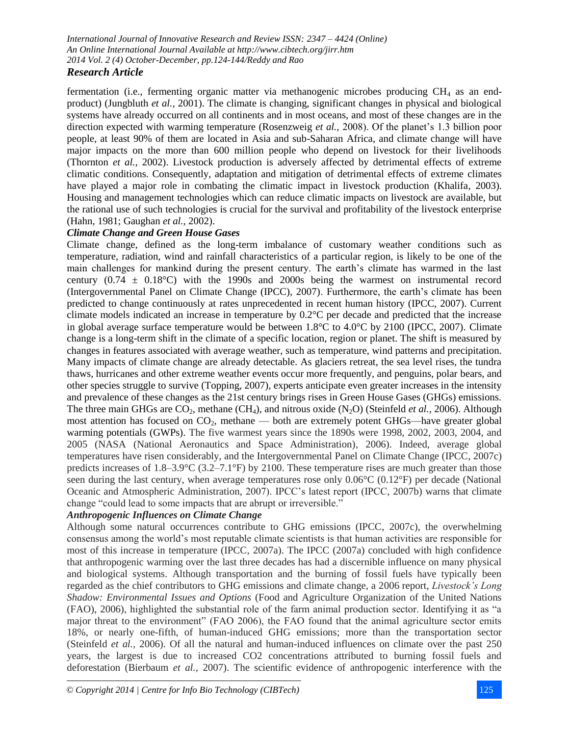fermentation (i.e., fermenting organic matter via methanogenic microbes producing $CH_4$ as an end-product) (Jungbluth *et al.,* 2001). The climate is changing, significant changes in physical and biological systems have already occurred on all continents and in most oceans, and most of these changes are in the direction expected with warming temperature (Rosenzweig *et al.,* 2008). Of the planet's 1.3 billion poor people, at least 90% of them are located in Asia and sub-Saharan Africa, and climate change will have major impacts on the more than 600 million people who depend on livestock for their livelihoods (Thornton *et al.,* 2002). Livestock production is adversely affected by detrimental effects of extreme climatic conditions. Consequently, adaptation and mitigation of detrimental effects of extreme climates have played a major role in combating the climatic impact in livestock production (Khalifa, 2003). Housing and management technologies which can reduce climatic impacts on livestock are available, but the rational use of such technologies is crucial for the survival and profitability of the livestock enterprise (Hahn, 1981; Gaughan *et al.,* 2002).

***Climate Change and Green House Gases***

Climate change, defined as the long-term imbalance of customary weather conditions such as temperature, radiation, wind and rainfall characteristics of a particular region, is likely to be one of the main challenges for mankind during the present century. The earth's climate has warmed in the last century ($0.74 \pm 0.18$°C) with the 1990s and 2000s being the warmest on instrumental record (Intergovernmental Panel on Climate Change (IPCC), 2007). Furthermore, the earth's climate has been predicted to change continuously at rates unprecedented in recent human history (IPCC, 2007). Current climate models indicated an increase in temperature by 0.2°C per decade and predicted that the increase in global average surface temperature would be between 1.8°C to 4.0°C by 2100 (IPCC, 2007). Climate change is a long-term shift in the climate of a specific location, region or planet. The shift is measured by changes in features associated with average weather, such as temperature, wind patterns and precipitation. Many impacts of climate change are already detectable. As glaciers retreat, the sea level rises, the tundra thaws, hurricanes and other extreme weather events occur more frequently, and penguins, polar bears, and other species struggle to survive (Topping, 2007), experts anticipate even greater increases in the intensity and prevalence of these changes as the 21st century brings rises in Green House Gases (GHGs) emissions. The three main GHGs are $CO_2$, methane ($CH_4$), and nitrous oxide ($N_2O$) (Steinfeld *et al.,* 2006). Although most attention has focused on $CO_2$, methane — both are extremely potent GHGs—have greater global warming potentials (GWPs). The five warmest years since the 1890s were 1998, 2002, 2003, 2004, and 2005 (NASA (National Aeronautics and Space Administration), 2006). Indeed, average global temperatures have risen considerably, and the Intergovernmental Panel on Climate Change (IPCC, 2007c) predicts increases of 1.8–3.9°C (3.2–7.1°F) by 2100. These temperature rises are much greater than those seen during the last century, when average temperatures rose only 0.06°C (0.12°F) per decade (National Oceanic and Atmospheric Administration, 2007). IPCC's latest report (IPCC, 2007b) warns that climate change "could lead to some impacts that are abrupt or irreversible."

***Anthropogenic Influences on Climate Change***

Although some natural occurrences contribute to GHG emissions (IPCC, 2007c), the overwhelming consensus among the world's most reputable climate scientists is that human activities are responsible for most of this increase in temperature (IPCC, 2007a). The IPCC (2007a) concluded with high confidence that anthropogenic warming over the last three decades has had a discernible influence on many physical and biological systems. Although transportation and the burning of fossil fuels have typically been regarded as the chief contributors to GHG emissions and climate change, a 2006 report, *Livestock's Long Shadow: Environmental Issues and Options* (Food and Agriculture Organization of the United Nations (FAO), 2006), highlighted the substantial role of the farm animal production sector. Identifying it as "a major threat to the environment" (FAO 2006), the FAO found that the animal agriculture sector emits 18%, or nearly one-fifth, of human-induced GHG emissions; more than the transportation sector (Steinfeld *et al.,* 2006). Of all the natural and human-induced influences on climate over the past 250 years, the largest is due to increased CO2 concentrations attributed to burning fossil fuels and deforestation (Bierbaum *et al.,* 2007). The scientific evidence of anthropogenic interference with the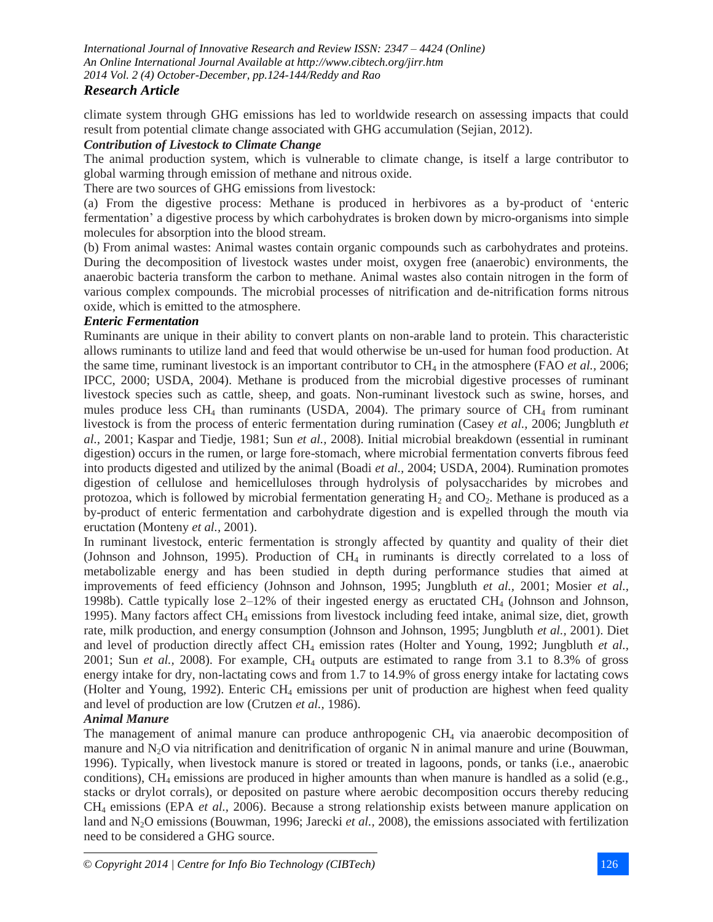climate system through GHG emissions has led to worldwide research on assessing impacts that could result from potential climate change associated with GHG accumulation (Sejian, 2012).

### *Contribution of Livestock to Climate Change*

The animal production system, which is vulnerable to climate change, is itself a large contributor to global warming through emission of methane and nitrous oxide.

There are two sources of GHG emissions from livestock:

(a) From the digestive process: Methane is produced in herbivores as a by-product of 'enteric fermentation' a digestive process by which carbohydrates is broken down by micro-organisms into simple molecules for absorption into the blood stream.

(b) From animal wastes: Animal wastes contain organic compounds such as carbohydrates and proteins. During the decomposition of livestock wastes under moist, oxygen free (anaerobic) environments, the anaerobic bacteria transform the carbon to methane. Animal wastes also contain nitrogen in the form of various complex compounds. The microbial processes of nitrification and de-nitrification forms nitrous oxide, which is emitted to the atmosphere.

### *Enteric Fermentation*

Ruminants are unique in their ability to convert plants on non-arable land to protein. This characteristic allows ruminants to utilize land and feed that would otherwise be un-used for human food production. At the same time, ruminant livestock is an important contributor to $CH_4$ in the atmosphere (FAO *et al.,* 2006; IPCC, 2000; USDA, 2004). Methane is produced from the microbial digestive processes of ruminant livestock species such as cattle, sheep, and goats. Non-ruminant livestock such as swine, horses, and mules produce less $CH_4$ than ruminants (USDA, 2004). The primary source of $CH_4$ from ruminant livestock is from the process of enteric fermentation during rumination (Casey *et al.,* 2006; Jungbluth *et al.,* 2001; Kaspar and Tiedje, 1981; Sun *et al.,* 2008). Initial microbial breakdown (essential in ruminant digestion) occurs in the rumen, or large fore-stomach, where microbial fermentation converts fibrous feed into products digested and utilized by the animal (Boadi *et al.,* 2004; USDA, 2004). Rumination promotes digestion of cellulose and hemicelluloses through hydrolysis of polysaccharides by microbes and protozoa, which is followed by microbial fermentation generating $H_2$ and $CO_2$. Methane is produced as a by-product of enteric fermentation and carbohydrate digestion and is expelled through the mouth via eructation (Monteny *et al.,* 2001).

In ruminant livestock, enteric fermentation is strongly affected by quantity and quality of their diet (Johnson and Johnson, 1995). Production of $CH_4$ in ruminants is directly correlated to a loss of metabolizable energy and has been studied in depth during performance studies that aimed at improvements of feed efficiency (Johnson and Johnson, 1995; Jungbluth *et al.,* 2001; Mosier *et al.,* 1998b). Cattle typically lose 2–12% of their ingested energy as eructated $CH_4$ (Johnson and Johnson, 1995). Many factors affect $CH_4$ emissions from livestock including feed intake, animal size, diet, growth rate, milk production, and energy consumption (Johnson and Johnson, 1995; Jungbluth *et al.,* 2001). Diet and level of production directly affect $CH_4$ emission rates (Holter and Young, 1992; Jungbluth *et al.,* 2001; Sun *et al.,* 2008). For example, $CH_4$ outputs are estimated to range from 3.1 to 8.3% of gross energy intake for dry, non-lactating cows and from 1.7 to 14.9% of gross energy intake for lactating cows (Holter and Young, 1992). Enteric $CH_4$ emissions per unit of production are highest when feed quality and level of production are low (Crutzen *et al.,* 1986).

### *Animal Manure*

The management of animal manure can produce anthropogenic $CH_4$ via anaerobic decomposition of manure and $N_2O$ via nitrification and denitrification of organic N in animal manure and urine (Bouwman, 1996). Typically, when livestock manure is stored or treated in lagoons, ponds, or tanks (i.e., anaerobic conditions), $CH_4$ emissions are produced in higher amounts than when manure is handled as a solid (e.g., stacks or drylot corrals), or deposited on pasture where aerobic decomposition occurs thereby reducing $CH_4$ emissions (EPA *et al.,* 2006). Because a strong relationship exists between manure application on land and $N_2O$ emissions (Bouwman, 1996; Jarecki *et al.,* 2008), the emissions associated with fertilization need to be considered a GHG source.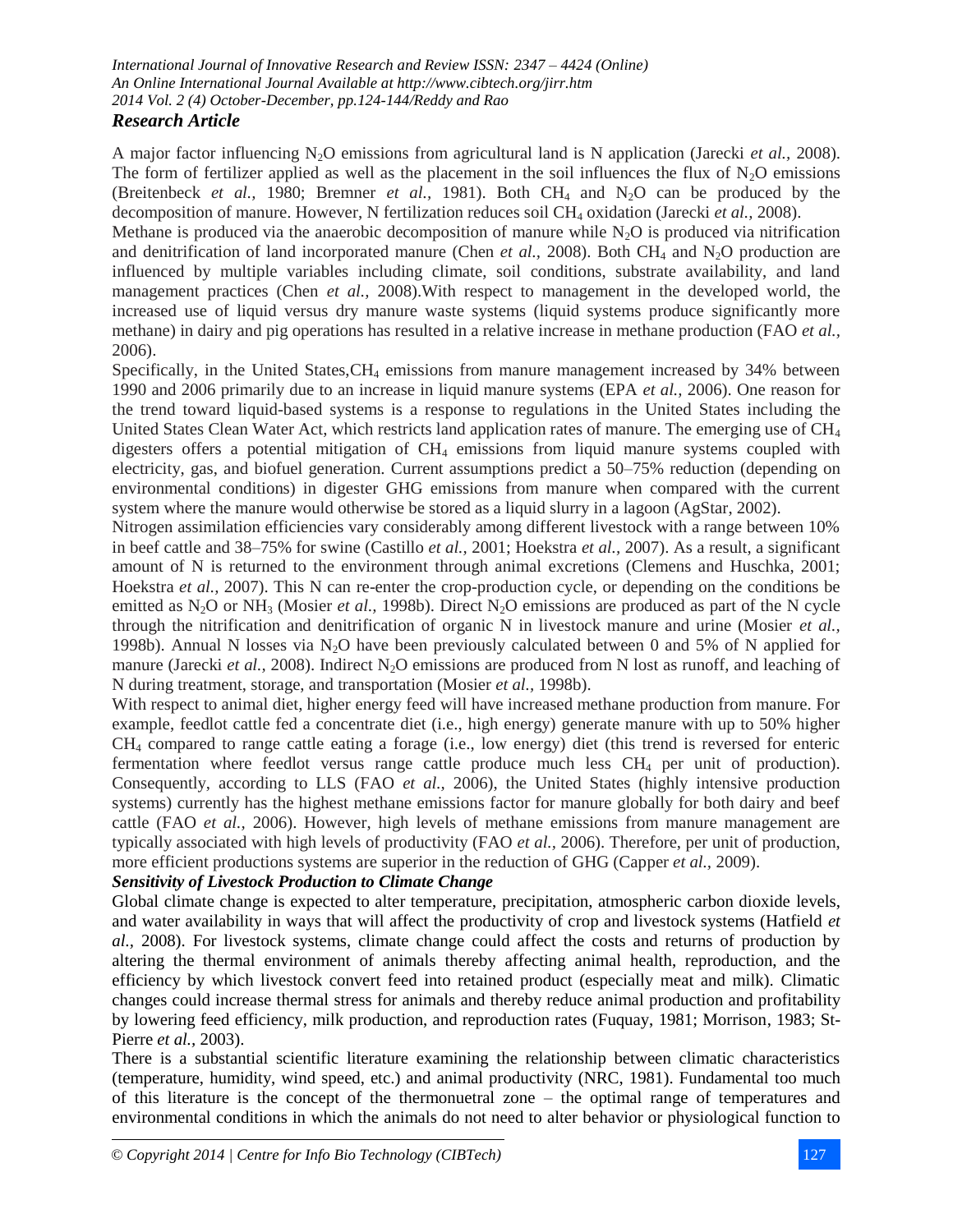A major factor influencing $N_2O$ emissions from agricultural land is N application (Jarecki *et al.,* 2008). The form of fertilizer applied as well as the placement in the soil influences the flux of $N_2O$ emissions (Breitenbeck *et al.,* 1980; Bremner *et al.,* 1981). Both $CH_4$ and $N_2O$ can be produced by the decomposition of manure. However, N fertilization reduces soil $CH_4$ oxidation (Jarecki *et al.,* 2008).

Methane is produced via the anaerobic decomposition of manure while $N_2O$ is produced via nitrification and denitrification of land incorporated manure (Chen *et al.,* 2008). Both $CH_4$ and $N_2O$ production are influenced by multiple variables including climate, soil conditions, substrate availability, and land management practices (Chen *et al.,* 2008).With respect to management in the developed world, the increased use of liquid versus dry manure waste systems (liquid systems produce significantly more methane) in dairy and pig operations has resulted in a relative increase in methane production (FAO *et al.,* 2006).

Specifically, in the United States,$CH_4$ emissions from manure management increased by 34% between 1990 and 2006 primarily due to an increase in liquid manure systems (EPA *et al.,* 2006). One reason for the trend toward liquid-based systems is a response to regulations in the United States including the United States Clean Water Act, which restricts land application rates of manure. The emerging use of $CH_4$ digesters offers a potential mitigation of $CH_4$ emissions from liquid manure systems coupled with electricity, gas, and biofuel generation. Current assumptions predict a 50–75% reduction (depending on environmental conditions) in digester GHG emissions from manure when compared with the current system where the manure would otherwise be stored as a liquid slurry in a lagoon (AgStar, 2002).

Nitrogen assimilation efficiencies vary considerably among different livestock with a range between 10% in beef cattle and 38–75% for swine (Castillo *et al.,* 2001; Hoekstra *et al.,* 2007). As a result, a significant amount of N is returned to the environment through animal excretions (Clemens and Huschka, 2001; Hoekstra *et al.,* 2007). This N can re-enter the crop-production cycle, or depending on the conditions be emitted as $N_2O$ or $NH_3$ (Mosier *et al.,* 1998b). Direct $N_2O$ emissions are produced as part of the N cycle through the nitrification and denitrification of organic N in livestock manure and urine (Mosier *et al.,* 1998b). Annual N losses via $N_2O$ have been previously calculated between 0 and 5% of N applied for manure (Jarecki *et al.,* 2008). Indirect $N_2O$ emissions are produced from N lost as runoff, and leaching of N during treatment, storage, and transportation (Mosier *et al.,* 1998b).

With respect to animal diet, higher energy feed will have increased methane production from manure. For example, feedlot cattle fed a concentrate diet (i.e., high energy) generate manure with up to 50% higher $CH_4$ compared to range cattle eating a forage (i.e., low energy) diet (this trend is reversed for enteric fermentation where feedlot versus range cattle produce much less $CH_4$ per unit of production). Consequently, according to LLS (FAO *et al.,* 2006), the United States (highly intensive production systems) currently has the highest methane emissions factor for manure globally for both dairy and beef cattle (FAO *et al.,* 2006). However, high levels of methane emissions from manure management are typically associated with high levels of productivity (FAO *et al.,* 2006). Therefore, per unit of production, more efficient productions systems are superior in the reduction of GHG (Capper *et al.,* 2009).

***Sensitivity of Livestock Production to Climate Change***

Global climate change is expected to alter temperature, precipitation, atmospheric carbon dioxide levels, and water availability in ways that will affect the productivity of crop and livestock systems (Hatfield *et al.,* 2008). For livestock systems, climate change could affect the costs and returns of production by altering the thermal environment of animals thereby affecting animal health, reproduction, and the efficiency by which livestock convert feed into retained product (especially meat and milk). Climatic changes could increase thermal stress for animals and thereby reduce animal production and profitability by lowering feed efficiency, milk production, and reproduction rates (Fuquay, 1981; Morrison, 1983; St-Pierre *et al.,* 2003).

There is a substantial scientific literature examining the relationship between climatic characteristics (temperature, humidity, wind speed, etc.) and animal productivity (NRC, 1981). Fundamental too much of this literature is the concept of the thermonuetral zone – the optimal range of temperatures and environmental conditions in which the animals do not need to alter behavior or physiological function to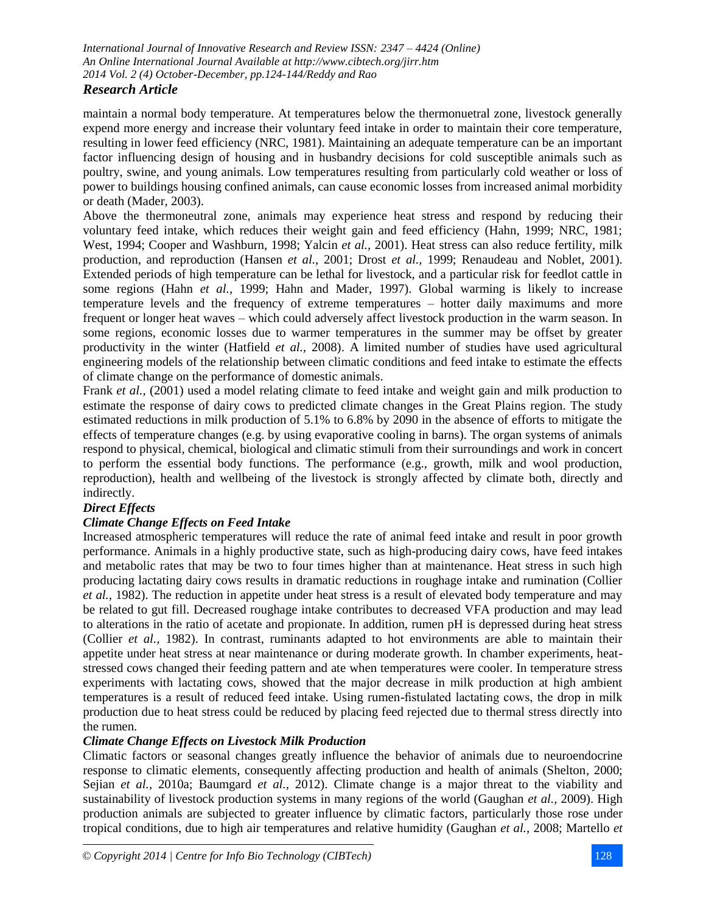maintain a normal body temperature. At temperatures below the thermonuetral zone, livestock generally expend more energy and increase their voluntary feed intake in order to maintain their core temperature, resulting in lower feed efficiency (NRC, 1981). Maintaining an adequate temperature can be an important factor influencing design of housing and in husbandry decisions for cold susceptible animals such as poultry, swine, and young animals. Low temperatures resulting from particularly cold weather or loss of power to buildings housing confined animals, can cause economic losses from increased animal morbidity or death (Mader, 2003).

Above the thermoneutral zone, animals may experience heat stress and respond by reducing their voluntary feed intake, which reduces their weight gain and feed efficiency (Hahn, 1999; NRC, 1981; West, 1994; Cooper and Washburn, 1998; Yalcin *et al.,* 2001). Heat stress can also reduce fertility, milk production, and reproduction (Hansen *et al.,* 2001; Drost *et al.,* 1999; Renaudeau and Noblet, 2001). Extended periods of high temperature can be lethal for livestock, and a particular risk for feedlot cattle in some regions (Hahn *et al.,* 1999; Hahn and Mader, 1997). Global warming is likely to increase temperature levels and the frequency of extreme temperatures – hotter daily maximums and more frequent or longer heat waves – which could adversely affect livestock production in the warm season. In some regions, economic losses due to warmer temperatures in the summer may be offset by greater productivity in the winter (Hatfield *et al.,* 2008). A limited number of studies have used agricultural engineering models of the relationship between climatic conditions and feed intake to estimate the effects of climate change on the performance of domestic animals.

Frank *et al.,* (2001) used a model relating climate to feed intake and weight gain and milk production to estimate the response of dairy cows to predicted climate changes in the Great Plains region. The study estimated reductions in milk production of 5.1% to 6.8% by 2090 in the absence of efforts to mitigate the effects of temperature changes (e.g. by using evaporative cooling in barns). The organ systems of animals respond to physical, chemical, biological and climatic stimuli from their surroundings and work in concert to perform the essential body functions. The performance (e.g., growth, milk and wool production, reproduction), health and wellbeing of the livestock is strongly affected by climate both, directly and indirectly.

***Direct Effects***

***Climate Change Effects on Feed Intake***

Increased atmospheric temperatures will reduce the rate of animal feed intake and result in poor growth performance. Animals in a highly productive state, such as high-producing dairy cows, have feed intakes and metabolic rates that may be two to four times higher than at maintenance. Heat stress in such high producing lactating dairy cows results in dramatic reductions in roughage intake and rumination (Collier *et al.,* 1982). The reduction in appetite under heat stress is a result of elevated body temperature and may be related to gut fill. Decreased roughage intake contributes to decreased VFA production and may lead to alterations in the ratio of acetate and propionate. In addition, rumen pH is depressed during heat stress (Collier *et al.,* 1982). In contrast, ruminants adapted to hot environments are able to maintain their appetite under heat stress at near maintenance or during moderate growth. In chamber experiments, heat-stressed cows changed their feeding pattern and ate when temperatures were cooler. In temperature stress experiments with lactating cows, showed that the major decrease in milk production at high ambient temperatures is a result of reduced feed intake. Using rumen-fistulated lactating cows, the drop in milk production due to heat stress could be reduced by placing feed rejected due to thermal stress directly into the rumen.

***Climate Change Effects on Livestock Milk Production***

Climatic factors or seasonal changes greatly influence the behavior of animals due to neuroendocrine response to climatic elements, consequently affecting production and health of animals (Shelton, 2000; Sejian *et al.,* 2010a; Baumgard *et al.,* 2012). Climate change is a major threat to the viability and sustainability of livestock production systems in many regions of the world (Gaughan *et al.,* 2009). High production animals are subjected to greater influence by climatic factors, particularly those rose under tropical conditions, due to high air temperatures and relative humidity (Gaughan *et al.,* 2008; Martello *et*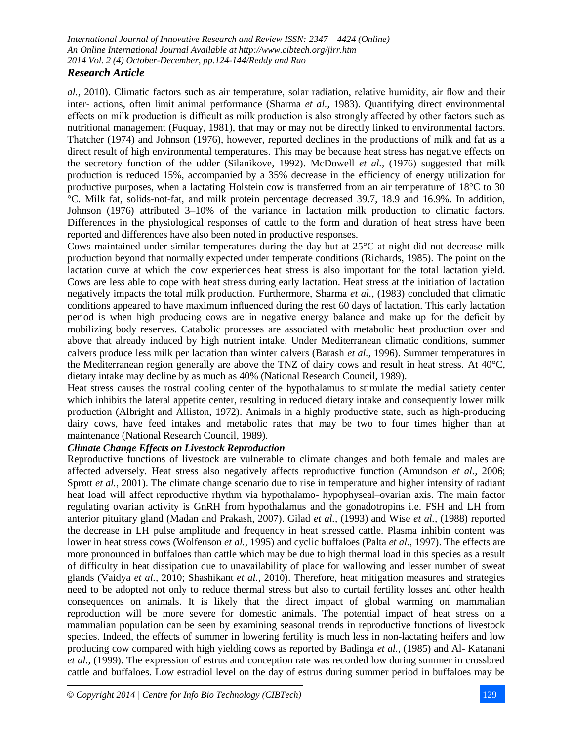*al.,* 2010). Climatic factors such as air temperature, solar radiation, relative humidity, air flow and their inter- actions, often limit animal performance (Sharma *et al.,* 1983). Quantifying direct environmental effects on milk production is difficult as milk production is also strongly affected by other factors such as nutritional management (Fuquay, 1981), that may or may not be directly linked to environmental factors. Thatcher (1974) and Johnson (1976), however, reported declines in the productions of milk and fat as a direct result of high environmental temperatures. This may be because heat stress has negative effects on the secretory function of the udder (Silanikove, 1992). McDowell *et al.,* (1976) suggested that milk production is reduced 15%, accompanied by a 35% decrease in the efficiency of energy utilization for productive purposes, when a lactating Holstein cow is transferred from an air temperature of 18°C to 30 °C. Milk fat, solids-not-fat, and milk protein percentage decreased 39.7, 18.9 and 16.9%. In addition, Johnson (1976) attributed 3–10% of the variance in lactation milk production to climatic factors. Differences in the physiological responses of cattle to the form and duration of heat stress have been reported and differences have also been noted in productive responses.

Cows maintained under similar temperatures during the day but at 25°C at night did not decrease milk production beyond that normally expected under temperate conditions (Richards, 1985). The point on the lactation curve at which the cow experiences heat stress is also important for the total lactation yield. Cows are less able to cope with heat stress during early lactation. Heat stress at the initiation of lactation negatively impacts the total milk production. Furthermore, Sharma *et al.,* (1983) concluded that climatic conditions appeared to have maximum influenced during the rest 60 days of lactation. This early lactation period is when high producing cows are in negative energy balance and make up for the deficit by mobilizing body reserves. Catabolic processes are associated with metabolic heat production over and above that already induced by high nutrient intake. Under Mediterranean climatic conditions, summer calvers produce less milk per lactation than winter calvers (Barash *et al.,* 1996). Summer temperatures in the Mediterranean region generally are above the TNZ of dairy cows and result in heat stress. At 40°C, dietary intake may decline by as much as 40% (National Research Council, 1989).

Heat stress causes the rostral cooling center of the hypothalamus to stimulate the medial satiety center which inhibits the lateral appetite center, resulting in reduced dietary intake and consequently lower milk production (Albright and Alliston, 1972). Animals in a highly productive state, such as high-producing dairy cows, have feed intakes and metabolic rates that may be two to four times higher than at maintenance (National Research Council, 1989).

***Climate Change Effects on Livestock Reproduction***

Reproductive functions of livestock are vulnerable to climate changes and both female and males are affected adversely. Heat stress also negatively affects reproductive function (Amundson *et al.,* 2006; Sprott *et al.,* 2001). The climate change scenario due to rise in temperature and higher intensity of radiant heat load will affect reproductive rhythm via hypothalamo- hypophyseal–ovarian axis. The main factor regulating ovarian activity is GnRH from hypothalamus and the gonadotropins i.e. FSH and LH from anterior pituitary gland (Madan and Prakash, 2007). Gilad *et al.,* (1993) and Wise *et al.,* (1988) reported the decrease in LH pulse amplitude and frequency in heat stressed cattle. Plasma inhibin content was lower in heat stress cows (Wolfenson *et al.,* 1995) and cyclic buffaloes (Palta *et al.,* 1997). The effects are more pronounced in buffaloes than cattle which may be due to high thermal load in this species as a result of difficulty in heat dissipation due to unavailability of place for wallowing and lesser number of sweat glands (Vaidya *et al.,* 2010; Shashikant *et al.,* 2010). Therefore, heat mitigation measures and strategies need to be adopted not only to reduce thermal stress but also to curtail fertility losses and other health consequences on animals. It is likely that the direct impact of global warming on mammalian reproduction will be more severe for domestic animals. The potential impact of heat stress on a mammalian population can be seen by examining seasonal trends in reproductive functions of livestock species. Indeed, the effects of summer in lowering fertility is much less in non-lactating heifers and low producing cow compared with high yielding cows as reported by Badinga *et al.,* (1985) and Al- Katanani *et al.,* (1999). The expression of estrus and conception rate was recorded low during summer in crossbred cattle and buffaloes. Low estradiol level on the day of estrus during summer period in buffaloes may be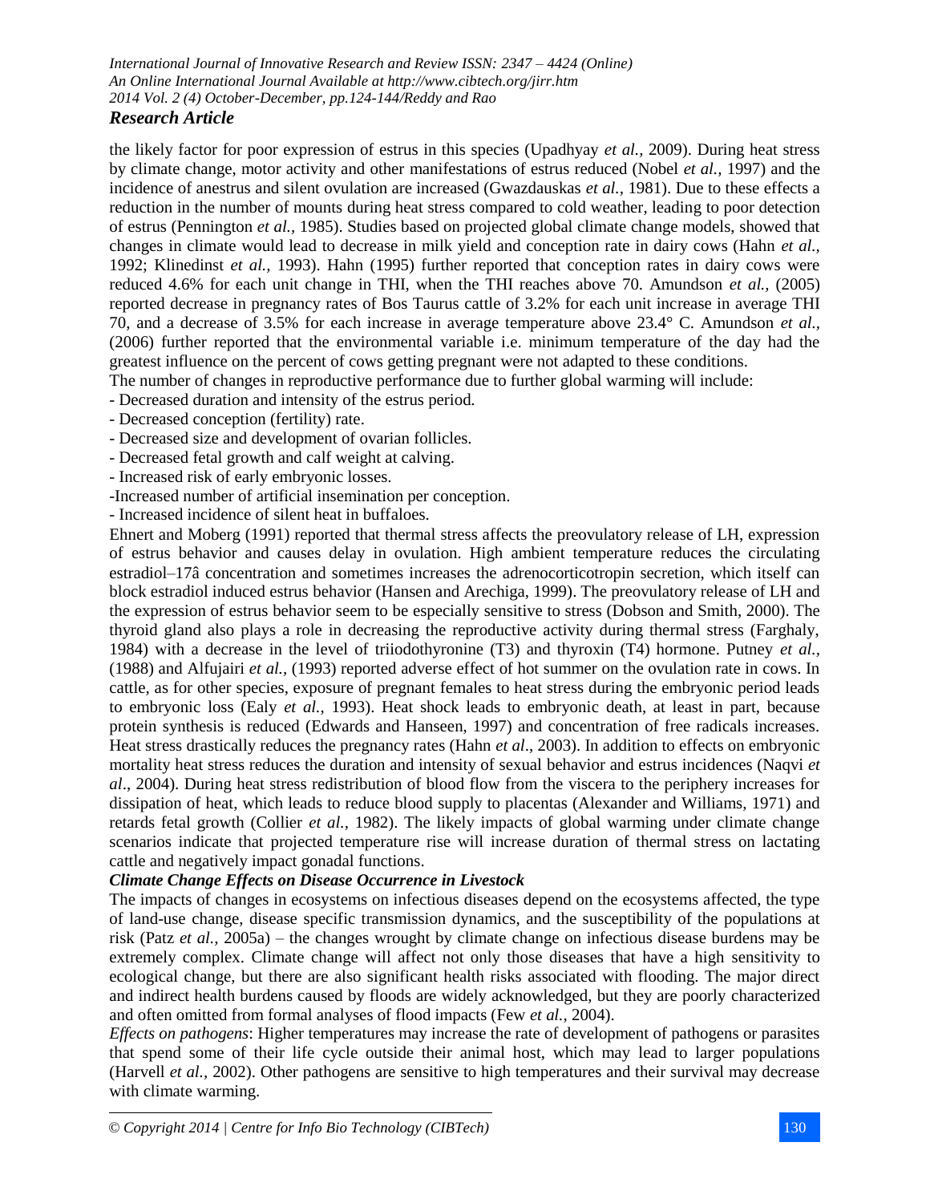the likely factor for poor expression of estrus in this species (Upadhyay *et al.,* 2009). During heat stress by climate change, motor activity and other manifestations of estrus reduced (Nobel *et al.,* 1997) and the incidence of anestrus and silent ovulation are increased (Gwazdauskas *et al.,* 1981). Due to these effects a reduction in the number of mounts during heat stress compared to cold weather, leading to poor detection of estrus (Pennington *et al.,* 1985). Studies based on projected global climate change models, showed that changes in climate would lead to decrease in milk yield and conception rate in dairy cows (Hahn *et al.,* 1992; Klinedinst *et al.,* 1993). Hahn (1995) further reported that conception rates in dairy cows were reduced 4.6% for each unit change in THI, when the THI reaches above 70. Amundson *et al.,* (2005) reported decrease in pregnancy rates of Bos Taurus cattle of 3.2% for each unit increase in average THI 70, and a decrease of 3.5% for each increase in average temperature above 23.4° C. Amundson *et al.,* (2006) further reported that the environmental variable i.e. minimum temperature of the day had the greatest influence on the percent of cows getting pregnant were not adapted to these conditions.

The number of changes in reproductive performance due to further global warming will include:

- Decreased duration and intensity of the estrus period.
- Decreased conception (fertility) rate.
- Decreased size and development of ovarian follicles.
- Decreased fetal growth and calf weight at calving.
- Increased risk of early embryonic losses.
- Increased number of artificial insemination per conception.
- Increased incidence of silent heat in buffaloes.

Ehnert and Moberg (1991) reported that thermal stress affects the preovulatory release of LH, expression of estrus behavior and causes delay in ovulation. High ambient temperature reduces the circulating estradiol–17â concentration and sometimes increases the adrenocorticotropin secretion, which itself can block estradiol induced estrus behavior (Hansen and Arechiga, 1999). The preovulatory release of LH and the expression of estrus behavior seem to be especially sensitive to stress (Dobson and Smith, 2000). The thyroid gland also plays a role in decreasing the reproductive activity during thermal stress (Farghaly, 1984) with a decrease in the level of triiodothyronine (T3) and thyroxin (T4) hormone. Putney *et al.,* (1988) and Alfujairi *et al.,* (1993) reported adverse effect of hot summer on the ovulation rate in cows. In cattle, as for other species, exposure of pregnant females to heat stress during the embryonic period leads to embryonic loss (Ealy *et al.,* 1993). Heat shock leads to embryonic death, at least in part, because protein synthesis is reduced (Edwards and Hanseen, 1997) and concentration of free radicals increases. Heat stress drastically reduces the pregnancy rates (Hahn *et al*., 2003). In addition to effects on embryonic mortality heat stress reduces the duration and intensity of sexual behavior and estrus incidences (Naqvi *et al*., 2004). During heat stress redistribution of blood flow from the viscera to the periphery increases for dissipation of heat, which leads to reduce blood supply to placentas (Alexander and Williams, 1971) and retards fetal growth (Collier *et al.,* 1982). The likely impacts of global warming under climate change scenarios indicate that projected temperature rise will increase duration of thermal stress on lactating cattle and negatively impact gonadal functions.

***Climate Change Effects on Disease Occurrence in Livestock***

The impacts of changes in ecosystems on infectious diseases depend on the ecosystems affected, the type of land-use change, disease specific transmission dynamics, and the susceptibility of the populations at risk (Patz *et al.,* 2005a) – the changes wrought by climate change on infectious disease burdens may be extremely complex. Climate change will affect not only those diseases that have a high sensitivity to ecological change, but there are also significant health risks associated with flooding. The major direct and indirect health burdens caused by floods are widely acknowledged, but they are poorly characterized and often omitted from formal analyses of flood impacts (Few *et al.,* 2004).

*Effects on pathogens*: Higher temperatures may increase the rate of development of pathogens or parasites that spend some of their life cycle outside their animal host, which may lead to larger populations (Harvell *et al.,* 2002). Other pathogens are sensitive to high temperatures and their survival may decrease with climate warming.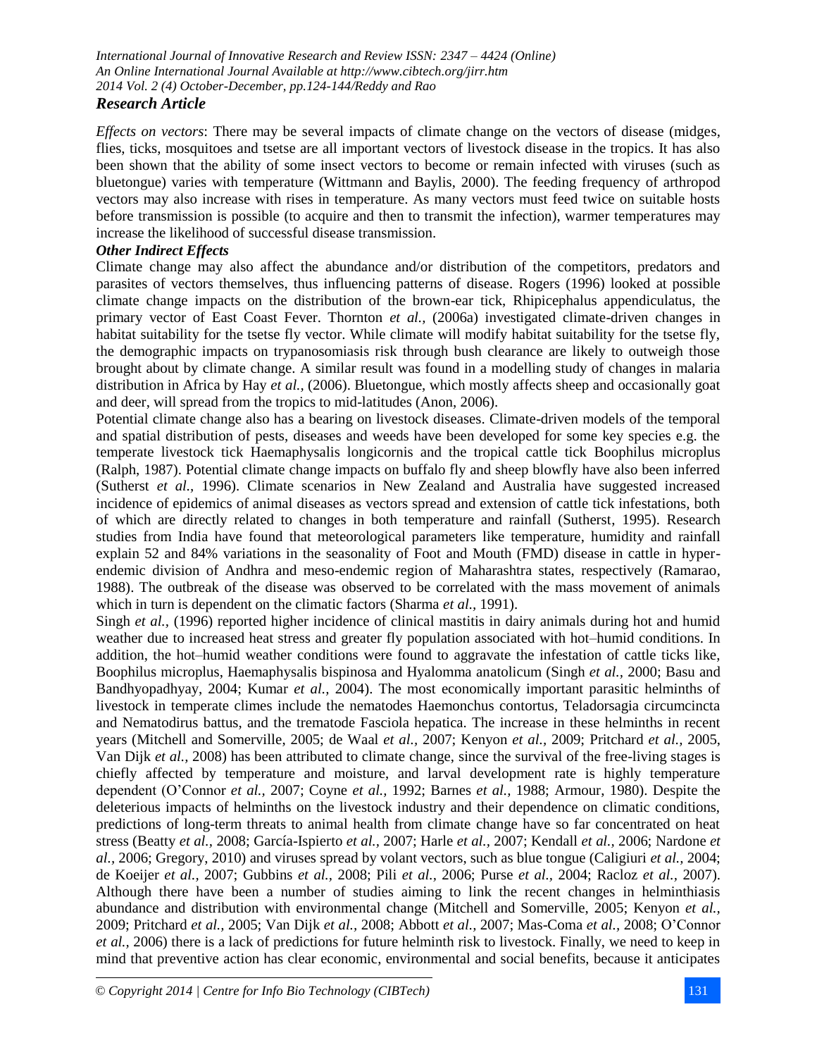*Effects on vectors*: There may be several impacts of climate change on the vectors of disease (midges, flies, ticks, mosquitoes and tsetse are all important vectors of livestock disease in the tropics. It has also been shown that the ability of some insect vectors to become or remain infected with viruses (such as bluetongue) varies with temperature (Wittmann and Baylis, 2000). The feeding frequency of arthropod vectors may also increase with rises in temperature. As many vectors must feed twice on suitable hosts before transmission is possible (to acquire and then to transmit the infection), warmer temperatures may increase the likelihood of successful disease transmission.

***Other Indirect Effects***

Climate change may also affect the abundance and/or distribution of the competitors, predators and parasites of vectors themselves, thus influencing patterns of disease. Rogers (1996) looked at possible climate change impacts on the distribution of the brown-ear tick, Rhipicephalus appendiculatus, the primary vector of East Coast Fever. Thornton *et al.,* (2006a) investigated climate-driven changes in habitat suitability for the tsetse fly vector. While climate will modify habitat suitability for the tsetse fly, the demographic impacts on trypanosomiasis risk through bush clearance are likely to outweigh those brought about by climate change. A similar result was found in a modelling study of changes in malaria distribution in Africa by Hay *et al.,* (2006). Bluetongue, which mostly affects sheep and occasionally goat and deer, will spread from the tropics to mid-latitudes (Anon, 2006).

Potential climate change also has a bearing on livestock diseases. Climate-driven models of the temporal and spatial distribution of pests, diseases and weeds have been developed for some key species e.g. the temperate livestock tick Haemaphysalis longicornis and the tropical cattle tick Boophilus microplus (Ralph, 1987). Potential climate change impacts on buffalo fly and sheep blowfly have also been inferred (Sutherst *et al.,* 1996). Climate scenarios in New Zealand and Australia have suggested increased incidence of epidemics of animal diseases as vectors spread and extension of cattle tick infestations, both of which are directly related to changes in both temperature and rainfall (Sutherst, 1995). Research studies from India have found that meteorological parameters like temperature, humidity and rainfall explain 52 and 84% variations in the seasonality of Foot and Mouth (FMD) disease in cattle in hyper-endemic division of Andhra and meso-endemic region of Maharashtra states, respectively (Ramarao, 1988). The outbreak of the disease was observed to be correlated with the mass movement of animals which in turn is dependent on the climatic factors (Sharma *et al.,* 1991).

Singh *et al.,* (1996) reported higher incidence of clinical mastitis in dairy animals during hot and humid weather due to increased heat stress and greater fly population associated with hot–humid conditions. In addition, the hot–humid weather conditions were found to aggravate the infestation of cattle ticks like, Boophilus microplus, Haemaphysalis bispinosa and Hyalomma anatolicum (Singh *et al.,* 2000; Basu and Bandhyopadhyay, 2004; Kumar *et al.,* 2004). The most economically important parasitic helminths of livestock in temperate climes include the nematodes Haemonchus contortus, Teladorsagia circumcincta and Nematodirus battus, and the trematode Fasciola hepatica. The increase in these helminths in recent years (Mitchell and Somerville, 2005; de Waal *et al.,* 2007; Kenyon *et al.,* 2009; Pritchard *et al.,* 2005, Van Dijk *et al.,* 2008) has been attributed to climate change, since the survival of the free-living stages is chiefly affected by temperature and moisture, and larval development rate is highly temperature dependent (O'Connor *et al.,* 2007; Coyne *et al.,* 1992; Barnes *et al.,* 1988; Armour, 1980). Despite the deleterious impacts of helminths on the livestock industry and their dependence on climatic conditions, predictions of long-term threats to animal health from climate change have so far concentrated on heat stress (Beatty *et al.,* 2008; García-Ispierto *et al.,* 2007; Harle *et al.,* 2007; Kendall *et al.,* 2006; Nardone *et al.,* 2006; Gregory, 2010) and viruses spread by volant vectors, such as blue tongue (Caligiuri *et al.,* 2004; de Koeijer *et al.,* 2007; Gubbins *et al.,* 2008; Pili *et al.,* 2006; Purse *et al.,* 2004; Racloz *et al.,* 2007). Although there have been a number of studies aiming to link the recent changes in helminthiasis abundance and distribution with environmental change (Mitchell and Somerville, 2005; Kenyon *et al.,* 2009; Pritchard *et al.,* 2005; Van Dijk *et al.,* 2008; Abbott *et al.,* 2007; Mas-Coma *et al.,* 2008; O'Connor *et al.,* 2006) there is a lack of predictions for future helminth risk to livestock. Finally, we need to keep in mind that preventive action has clear economic, environmental and social benefits, because it anticipates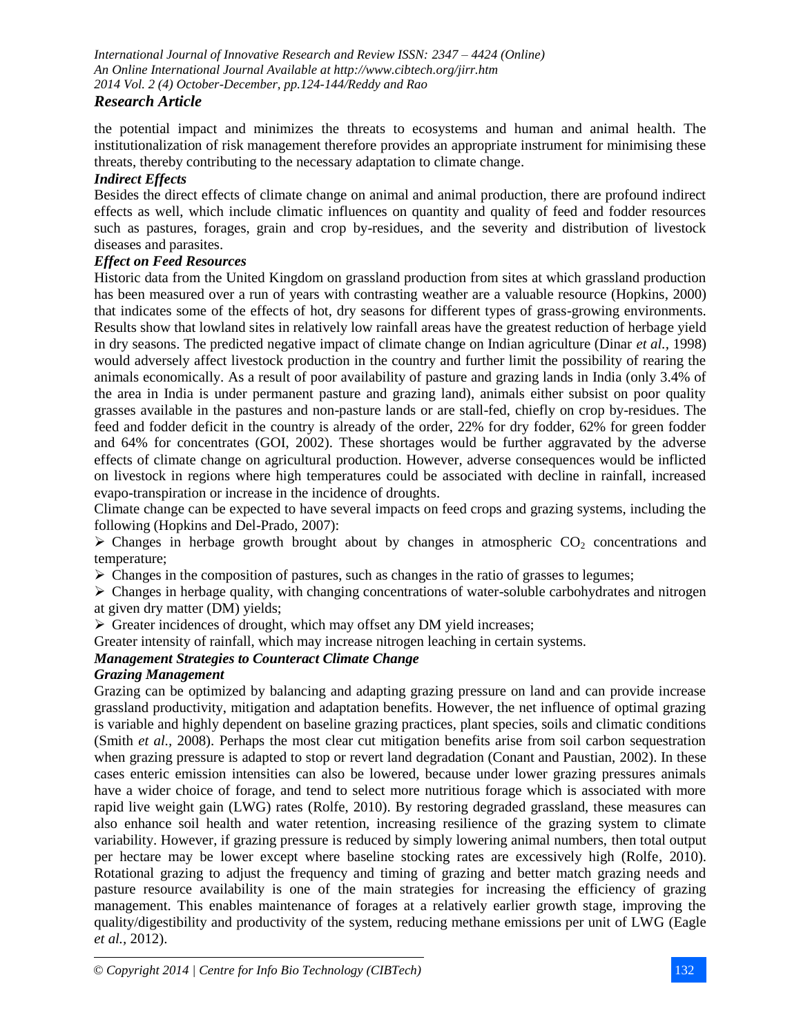the potential impact and minimizes the threats to ecosystems and human and animal health. The institutionalization of risk management therefore provides an appropriate instrument for minimising these threats, thereby contributing to the necessary adaptation to climate change.

### *Indirect Effects*

Besides the direct effects of climate change on animal and animal production, there are profound indirect effects as well, which include climatic influences on quantity and quality of feed and fodder resources such as pastures, forages, grain and crop by-residues, and the severity and distribution of livestock diseases and parasites.

### *Effect on Feed Resources*

Historic data from the United Kingdom on grassland production from sites at which grassland production has been measured over a run of years with contrasting weather are a valuable resource (Hopkins, 2000) that indicates some of the effects of hot, dry seasons for different types of grass-growing environments. Results show that lowland sites in relatively low rainfall areas have the greatest reduction of herbage yield in dry seasons. The predicted negative impact of climate change on Indian agriculture (Dinar *et al.*, 1998) would adversely affect livestock production in the country and further limit the possibility of rearing the animals economically. As a result of poor availability of pasture and grazing lands in India (only 3.4% of the area in India is under permanent pasture and grazing land), animals either subsist on poor quality grasses available in the pastures and non-pasture lands or are stall-fed, chiefly on crop by-residues. The feed and fodder deficit in the country is already of the order, 22% for dry fodder, 62% for green fodder and 64% for concentrates (GOI, 2002). These shortages would be further aggravated by the adverse effects of climate change on agricultural production. However, adverse consequences would be inflicted on livestock in regions where high temperatures could be associated with decline in rainfall, increased evapo-transpiration or increase in the incidence of droughts.

Climate change can be expected to have several impacts on feed crops and grazing systems, including the following (Hopkins and Del-Prado, 2007):

- Changes in herbage growth brought about by changes in atmospheric $CO_2$ concentrations and temperature;
- Changes in the composition of pastures, such as changes in the ratio of grasses to legumes;
- Changes in herbage quality, with changing concentrations of water-soluble carbohydrates and nitrogen at given dry matter (DM) yields;
- Greater incidences of drought, which may offset any DM yield increases;

Greater intensity of rainfall, which may increase nitrogen leaching in certain systems.

### *Management Strategies to Counteract Climate Change*

### *Grazing Management*

Grazing can be optimized by balancing and adapting grazing pressure on land and can provide increase grassland productivity, mitigation and adaptation benefits. However, the net influence of optimal grazing is variable and highly dependent on baseline grazing practices, plant species, soils and climatic conditions (Smith *et al.*, 2008). Perhaps the most clear cut mitigation benefits arise from soil carbon sequestration when grazing pressure is adapted to stop or revert land degradation (Conant and Paustian, 2002). In these cases enteric emission intensities can also be lowered, because under lower grazing pressures animals have a wider choice of forage, and tend to select more nutritious forage which is associated with more rapid live weight gain (LWG) rates (Rolfe, 2010). By restoring degraded grassland, these measures can also enhance soil health and water retention, increasing resilience of the grazing system to climate variability. However, if grazing pressure is reduced by simply lowering animal numbers, then total output per hectare may be lower except where baseline stocking rates are excessively high (Rolfe, 2010). Rotational grazing to adjust the frequency and timing of grazing and better match grazing needs and pasture resource availability is one of the main strategies for increasing the efficiency of grazing management. This enables maintenance of forages at a relatively earlier growth stage, improving the quality/digestibility and productivity of the system, reducing methane emissions per unit of LWG (Eagle *et al.*, 2012).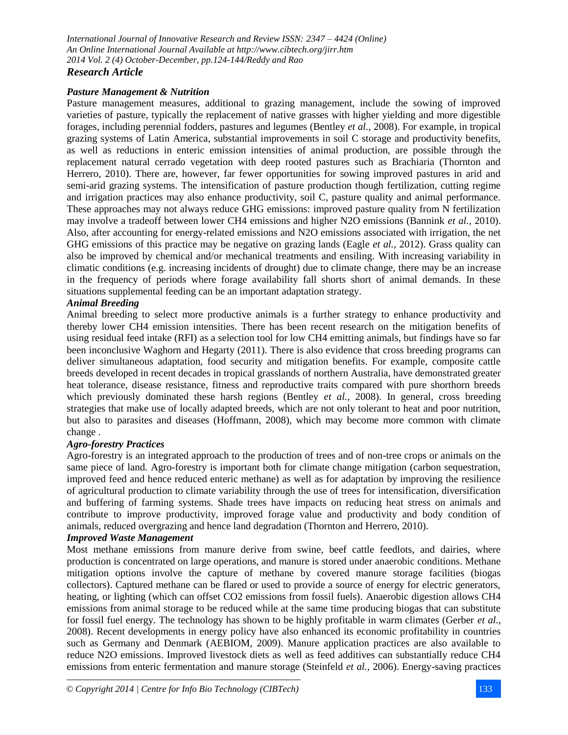### *Pasture Management & Nutrition*

Pasture management measures, additional to grazing management, include the sowing of improved varieties of pasture, typically the replacement of native grasses with higher yielding and more digestible forages, including perennial fodders, pastures and legumes (Bentley *et al.*, 2008). For example, in tropical grazing systems of Latin America, substantial improvements in soil C storage and productivity benefits, as well as reductions in enteric emission intensities of animal production, are possible through the replacement natural cerrado vegetation with deep rooted pastures such as Brachiaria (Thornton and Herrero, 2010). There are, however, far fewer opportunities for sowing improved pastures in arid and semi-arid grazing systems. The intensification of pasture production though fertilization, cutting regime and irrigation practices may also enhance productivity, soil C, pasture quality and animal performance. These approaches may not always reduce GHG emissions: improved pasture quality from N fertilization may involve a tradeoff between lower $CH_4$ emissions and higher $N_2O$ emissions (Bannink *et al.*, 2010). Also, after accounting for energy-related emissions and $N_2O$ emissions associated with irrigation, the net GHG emissions of this practice may be negative on grazing lands (Eagle *et al.*, 2012). Grass quality can also be improved by chemical and/or mechanical treatments and ensiling. With increasing variability in climatic conditions (e.g. increasing incidents of drought) due to climate change, there may be an increase in the frequency of periods where forage availability fall shorts short of animal demands. In these situations supplemental feeding can be an important adaptation strategy.

### *Animal Breeding*

Animal breeding to select more productive animals is a further strategy to enhance productivity and thereby lower $CH_4$ emission intensities. There has been recent research on the mitigation benefits of using residual feed intake (RFI) as a selection tool for low $CH_4$ emitting animals, but findings have so far been inconclusive Waghorn and Hegarty (2011). There is also evidence that cross breeding programs can deliver simultaneous adaptation, food security and mitigation benefits. For example, composite cattle breeds developed in recent decades in tropical grasslands of northern Australia, have demonstrated greater heat tolerance, disease resistance, fitness and reproductive traits compared with pure shorthorn breeds which previously dominated these harsh regions (Bentley *et al.*, 2008). In general, cross breeding strategies that make use of locally adapted breeds, which are not only tolerant to heat and poor nutrition, but also to parasites and diseases (Hoffmann, 2008), which may become more common with climate change .

### *Agro-forestry Practices*

Agro-forestry is an integrated approach to the production of trees and of non-tree crops or animals on the same piece of land. Agro-forestry is important both for climate change mitigation (carbon sequestration, improved feed and hence reduced enteric methane) as well as for adaptation by improving the resilience of agricultural production to climate variability through the use of trees for intensification, diversification and buffering of farming systems. Shade trees have impacts on reducing heat stress on animals and contribute to improve productivity, improved forage value and productivity and body condition of animals, reduced overgrazing and hence land degradation (Thornton and Herrero, 2010).

### *Improved Waste Management*

Most methane emissions from manure derive from swine, beef cattle feedlots, and dairies, where production is concentrated on large operations, and manure is stored under anaerobic conditions. Methane mitigation options involve the capture of methane by covered manure storage facilities (biogas collectors). Captured methane can be flared or used to provide a source of energy for electric generators, heating, or lighting (which can offset $CO_2$ emissions from fossil fuels). Anaerobic digestion allows $CH_4$ emissions from animal storage to be reduced while at the same time producing biogas that can substitute for fossil fuel energy. The technology has shown to be highly profitable in warm climates (Gerber *et al.*, 2008). Recent developments in energy policy have also enhanced its economic profitability in countries such as Germany and Denmark (AEBIOM, 2009). Manure application practices are also available to reduce $N_2O$ emissions. Improved livestock diets as well as feed additives can substantially reduce $CH_4$ emissions from enteric fermentation and manure storage (Steinfeld *et al.*, 2006). Energy-saving practices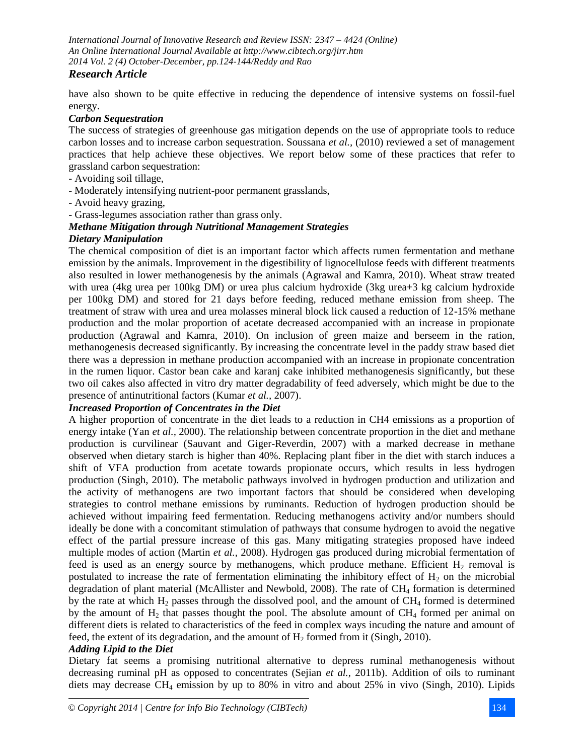have also shown to be quite effective in reducing the dependence of intensive systems on fossil-fuel energy.

### *Carbon Sequestration*

The success of strategies of greenhouse gas mitigation depends on the use of appropriate tools to reduce carbon losses and to increase carbon sequestration. Soussana *et al.,* (2010) reviewed a set of management practices that help achieve these objectives. We report below some of these practices that refer to grassland carbon sequestration:

- Avoiding soil tillage,
- Moderately intensifying nutrient-poor permanent grasslands,
- Avoid heavy grazing,
- Grass-legumes association rather than grass only.

### *Methane Mitigation through Nutritional Management Strategies*

### *Dietary Manipulation*

The chemical composition of diet is an important factor which affects rumen fermentation and methane emission by the animals. Improvement in the digestibility of lignocellulose feeds with different treatments also resulted in lower methanogenesis by the animals (Agrawal and Kamra, 2010). Wheat straw treated with urea (4kg urea per 100kg DM) or urea plus calcium hydroxide (3kg urea+3 kg calcium hydroxide per 100kg DM) and stored for 21 days before feeding, reduced methane emission from sheep. The treatment of straw with urea and urea molasses mineral block lick caused a reduction of 12-15% methane production and the molar proportion of acetate decreased accompanied with an increase in propionate production (Agrawal and Kamra, 2010). On inclusion of green maize and berseem in the ration, methanogenesis decreased significantly. By increasing the concentrate level in the paddy straw based diet there was a depression in methane production accompanied with an increase in propionate concentration in the rumen liquor. Castor bean cake and karanj cake inhibited methanogenesis significantly, but these two oil cakes also affected in vitro dry matter degradability of feed adversely, which might be due to the presence of antinutritional factors (Kumar *et al.,* 2007).

### *Increased Proportion of Concentrates in the Diet*

A higher proportion of concentrate in the diet leads to a reduction in CH4 emissions as a proportion of energy intake (Yan *et al.,* 2000). The relationship between concentrate proportion in the diet and methane production is curvilinear (Sauvant and Giger-Reverdin, 2007) with a marked decrease in methane observed when dietary starch is higher than 40%. Replacing plant fiber in the diet with starch induces a shift of VFA production from acetate towards propionate occurs, which results in less hydrogen production (Singh, 2010). The metabolic pathways involved in hydrogen production and utilization and the activity of methanogens are two important factors that should be considered when developing strategies to control methane emissions by ruminants. Reduction of hydrogen production should be achieved without impairing feed fermentation. Reducing methanogens activity and/or numbers should ideally be done with a concomitant stimulation of pathways that consume hydrogen to avoid the negative effect of the partial pressure increase of this gas. Many mitigating strategies proposed have indeed multiple modes of action (Martin *et al.,* 2008). Hydrogen gas produced during microbial fermentation of feed is used as an energy source by methanogens, which produce methane. Efficient $H_2$ removal is postulated to increase the rate of fermentation eliminating the inhibitory effect of $H_2$ on the microbial degradation of plant material (McAllister and Newbold, 2008). The rate of $CH_4$ formation is determined by the rate at which $H_2$ passes through the dissolved pool, and the amount of $CH_4$ formed is determined by the amount of $H_2$ that passes thought the pool. The absolute amount of $CH_4$ formed per animal on different diets is related to characteristics of the feed in complex ways incuding the nature and amount of feed, the extent of its degradation, and the amount of $H_2$ formed from it (Singh, 2010).

### *Adding Lipid to the Diet*

Dietary fat seems a promising nutritional alternative to depress ruminal methanogenesis without decreasing ruminal pH as opposed to concentrates (Sejian *et al.,* 2011b). Addition of oils to ruminant diets may decrease $CH_4$ emission by up to 80% in vitro and about 25% in vivo (Singh, 2010). Lipids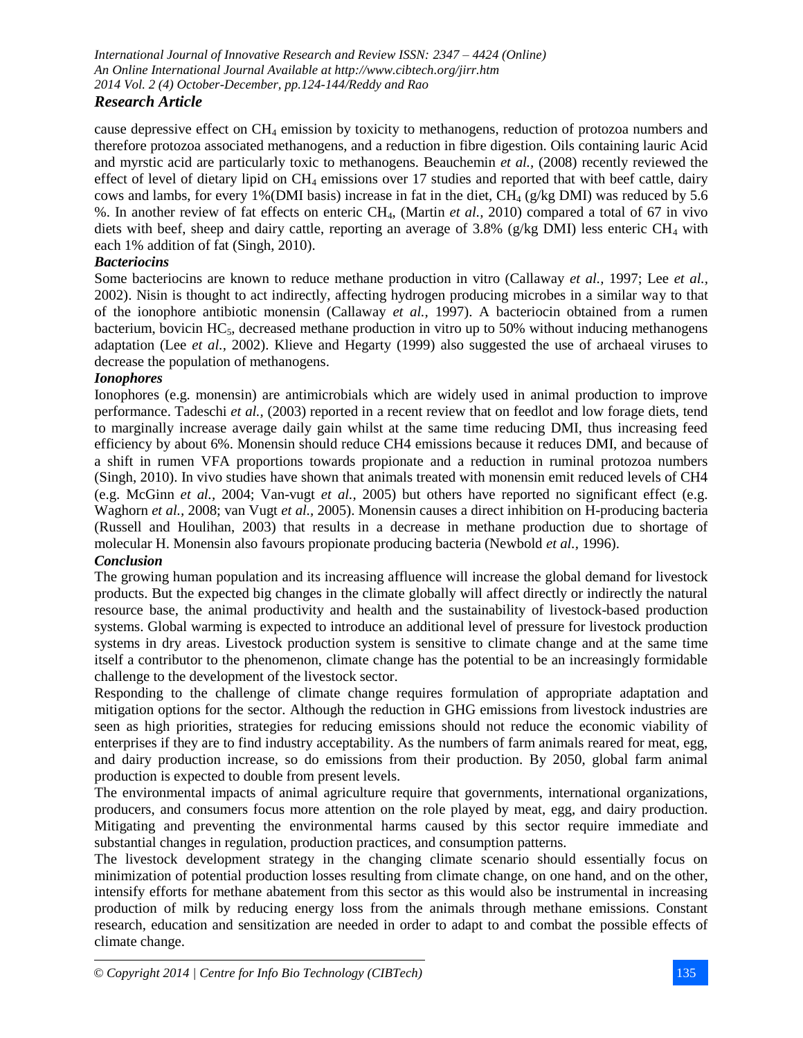cause depressive effect on $CH_4$ emission by toxicity to methanogens, reduction of protozoa numbers and therefore protozoa associated methanogens, and a reduction in fibre digestion. Oils containing lauric Acid and myrstic acid are particularly toxic to methanogens. Beauchemin *et al.,* (2008) recently reviewed the effect of level of dietary lipid on $CH_4$ emissions over 17 studies and reported that with beef cattle, dairy cows and lambs, for every 1%(DMI basis) increase in fat in the diet, $CH_4$ (g/kg DMI) was reduced by 5.6 %. In another review of fat effects on enteric $CH_4$, (Martin *et al.,* 2010) compared a total of 67 in vivo diets with beef, sheep and dairy cattle, reporting an average of 3.8% (g/kg DMI) less enteric $CH_4$ with each 1% addition of fat (Singh, 2010).

***Bacteriocins***

Some bacteriocins are known to reduce methane production in vitro (Callaway *et al.,* 1997; Lee *et al.,* 2002). Nisin is thought to act indirectly, affecting hydrogen producing microbes in a similar way to that of the ionophore antibiotic monensin (Callaway *et al.,* 1997). A bacteriocin obtained from a rumen bacterium, bovicin $HC_5$, decreased methane production in vitro up to 50% without inducing methanogens adaptation (Lee *et al.,* 2002). Klieve and Hegarty (1999) also suggested the use of archaeal viruses to decrease the population of methanogens.

***Ionophores***

Ionophores (e.g. monensin) are antimicrobials which are widely used in animal production to improve performance. Tadeschi *et al.,* (2003) reported in a recent review that on feedlot and low forage diets, tend to marginally increase average daily gain whilst at the same time reducing DMI, thus increasing feed efficiency by about 6%. Monensin should reduce CH4 emissions because it reduces DMI, and because of a shift in rumen VFA proportions towards propionate and a reduction in ruminal protozoa numbers (Singh, 2010). In vivo studies have shown that animals treated with monensin emit reduced levels of CH4 (e.g. McGinn *et al.,* 2004; Van-vugt *et al.,* 2005) but others have reported no significant effect (e.g. Waghorn *et al.,* 2008; van Vugt *et al.,* 2005). Monensin causes a direct inhibition on H-producing bacteria (Russell and Houlihan, 2003) that results in a decrease in methane production due to shortage of molecular H. Monensin also favours propionate producing bacteria (Newbold *et al.,* 1996).

***Conclusion***

The growing human population and its increasing affluence will increase the global demand for livestock products. But the expected big changes in the climate globally will affect directly or indirectly the natural resource base, the animal productivity and health and the sustainability of livestock-based production systems. Global warming is expected to introduce an additional level of pressure for livestock production systems in dry areas. Livestock production system is sensitive to climate change and at the same time itself a contributor to the phenomenon, climate change has the potential to be an increasingly formidable challenge to the development of the livestock sector.

Responding to the challenge of climate change requires formulation of appropriate adaptation and mitigation options for the sector. Although the reduction in GHG emissions from livestock industries are seen as high priorities, strategies for reducing emissions should not reduce the economic viability of enterprises if they are to find industry acceptability. As the numbers of farm animals reared for meat, egg, and dairy production increase, so do emissions from their production. By 2050, global farm animal production is expected to double from present levels.

The environmental impacts of animal agriculture require that governments, international organizations, producers, and consumers focus more attention on the role played by meat, egg, and dairy production. Mitigating and preventing the environmental harms caused by this sector require immediate and substantial changes in regulation, production practices, and consumption patterns.

The livestock development strategy in the changing climate scenario should essentially focus on minimization of potential production losses resulting from climate change, on one hand, and on the other, intensify efforts for methane abatement from this sector as this would also be instrumental in increasing production of milk by reducing energy loss from the animals through methane emissions. Constant research, education and sensitization are needed in order to adapt to and combat the possible effects of climate change.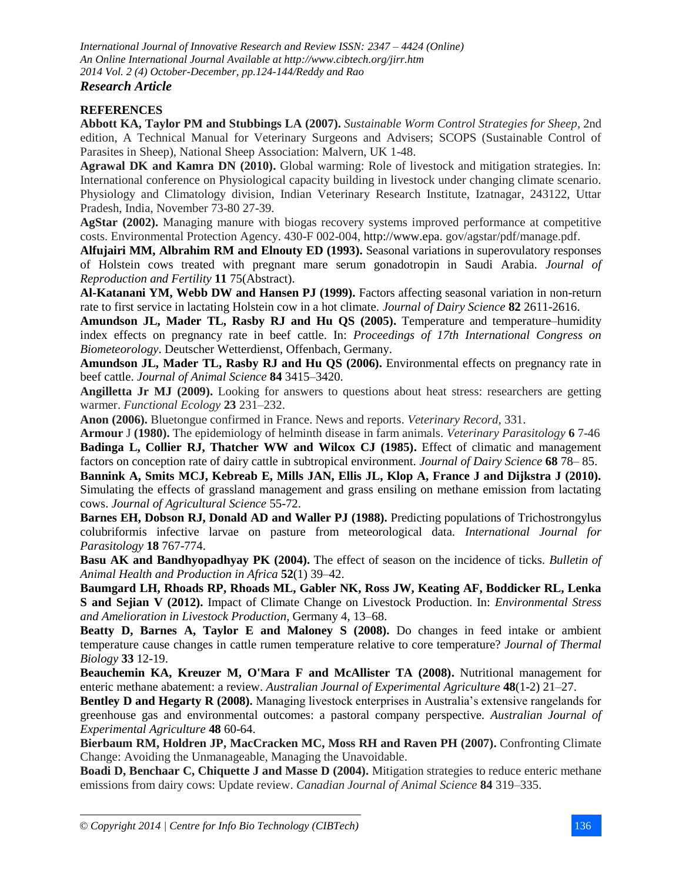## REFERENCES

**Abbott KA, Taylor PM and Stubbings LA (2007).** *Sustainable Worm Control Strategies for Sheep*, 2nd edition, A Technical Manual for Veterinary Surgeons and Advisers; SCOPS (Sustainable Control of Parasites in Sheep), National Sheep Association: Malvern, UK 1-48.

**Agrawal DK and Kamra DN (2010).** Global warming: Role of livestock and mitigation strategies. In: International conference on Physiological capacity building in livestock under changing climate scenario. Physiology and Climatology division, Indian Veterinary Research Institute, Izatnagar, 243122, Uttar Pradesh, India, November 73-80 27-39.

**AgStar (2002).** Managing manure with biogas recovery systems improved performance at competitive costs. Environmental Protection Agency. 430-F 002-004, http://www.epa. gov/agstar/pdf/manage.pdf.

**Alfujairi MM, Albrahim RM and Elnouty ED (1993).** Seasonal variations in superovulatory responses of Holstein cows treated with pregnant mare serum gonadotropin in Saudi Arabia. *Journal of Reproduction and Fertility* **11** 75(Abstract).

**Al-Katanani YM, Webb DW and Hansen PJ (1999).** Factors affecting seasonal variation in non-return rate to first service in lactating Holstein cow in a hot climate. *Journal of Dairy Science* **82** 2611-2616.

**Amundson JL, Mader TL, Rasby RJ and Hu QS (2005).** Temperature and temperature–humidity index effects on pregnancy rate in beef cattle. In: *Proceedings of 17th International Congress on Biometeorology*. Deutscher Wetterdienst, Offenbach, Germany.

**Amundson JL, Mader TL, Rasby RJ and Hu QS (2006).** Environmental effects on pregnancy rate in beef cattle. *Journal of Animal Science* **84** 3415–3420.

**Angilletta Jr MJ (2009).** Looking for answers to questions about heat stress: researchers are getting warmer. *Functional Ecology* **23** 231–232.

**Anon (2006).** Bluetongue confirmed in France. News and reports. *Veterinary Record,* 331.

**Armour** J **(1980).** The epidemiology of helminth disease in farm animals. *Veterinary Parasitology* **6** 7-46

**Badinga L, Collier RJ, Thatcher WW and Wilcox CJ (1985).** Effect of climatic and management factors on conception rate of dairy cattle in subtropical environment. *Journal of Dairy Science* **68** 78– 85.

**Bannink A, Smits MCJ, Kebreab E, Mills JAN, Ellis JL, Klop A, France J and Dijkstra J (2010).** Simulating the effects of grassland management and grass ensiling on methane emission from lactating cows. *Journal of Agricultural Science* 55-72.

**Barnes EH, Dobson RJ, Donald AD and Waller PJ (1988).** Predicting populations of Trichostrongylus colubriformis infective larvae on pasture from meteorological data. *International Journal for Parasitology* **18** 767-774.

**Basu AK and Bandhyopadhyay PK (2004).** The effect of season on the incidence of ticks. *Bulletin of Animal Health and Production in Africa* **52**(1) 39–42.

**Baumgard LH, Rhoads RP, Rhoads ML, Gabler NK, Ross JW, Keating AF, Boddicker RL, Lenka S and Sejian V (2012).** Impact of Climate Change on Livestock Production. In: *Environmental Stress and Amelioration in Livestock Production*, Germany 4, 13–68.

**Beatty D, Barnes A, Taylor E and Maloney S (2008).** Do changes in feed intake or ambient temperature cause changes in cattle rumen temperature relative to core temperature? *Journal of Thermal Biology* **33** 12-19.

**Beauchemin KA, Kreuzer M, O'Mara F and McAllister TA (2008).** Nutritional management for enteric methane abatement: a review. *Australian Journal of Experimental Agriculture* **48**(1-2) 21–27.

**Bentley D and Hegarty R (2008).** Managing livestock enterprises in Australia's extensive rangelands for greenhouse gas and environmental outcomes: a pastoral company perspective. *Australian Journal of Experimental Agriculture* **48** 60-64.

**Bierbaum RM, Holdren JP, MacCracken MC, Moss RH and Raven PH (2007).** Confronting Climate Change: Avoiding the Unmanageable, Managing the Unavoidable.

**Boadi D, Benchaar C, Chiquette J and Masse D (2004).** Mitigation strategies to reduce enteric methane emissions from dairy cows: Update review. *Canadian Journal of Animal Science* **84** 319–335.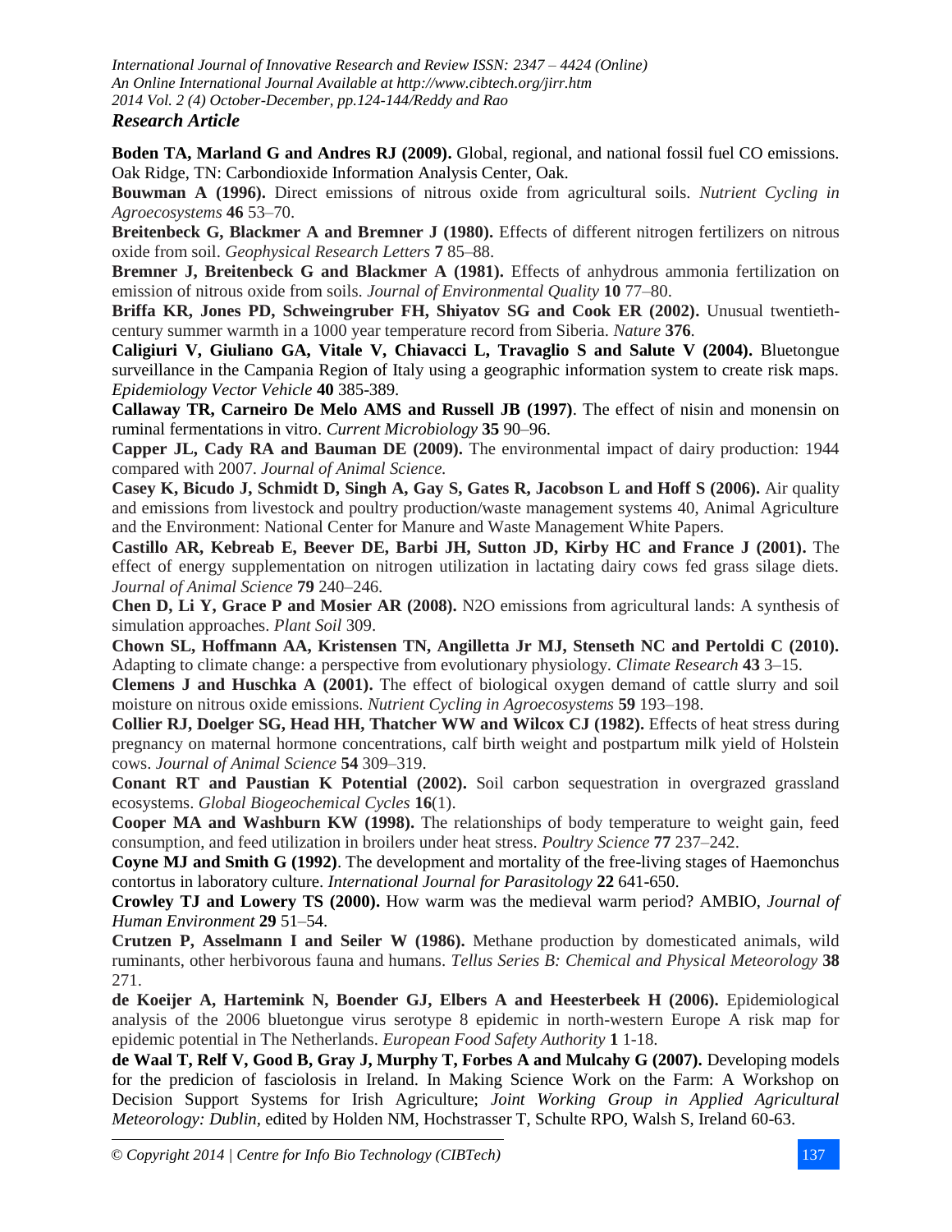**Boden TA, Marland G and Andres RJ (2009).** Global, regional, and national fossil fuel CO emissions. Oak Ridge, TN: Carbondioxide Information Analysis Center, Oak.

**Bouwman A (1996).** Direct emissions of nitrous oxide from agricultural soils. *Nutrient Cycling in Agroecosystems* **46** 53–70.

**Breitenbeck G, Blackmer A and Bremner J (1980).** Effects of different nitrogen fertilizers on nitrous oxide from soil. *Geophysical Research Letters* **7** 85–88.

**Bremner J, Breitenbeck G and Blackmer A (1981).** Effects of anhydrous ammonia fertilization on emission of nitrous oxide from soils. *Journal of Environmental Quality* **10** 77–80.

**Briffa KR, Jones PD, Schweingruber FH, Shiyatov SG and Cook ER (2002).** Unusual twentieth-century summer warmth in a 1000 year temperature record from Siberia. *Nature* **376**.

**Caligiuri V, Giuliano GA, Vitale V, Chiavacci L, Travaglio S and Salute V (2004).** Bluetongue surveillance in the Campania Region of Italy using a geographic information system to create risk maps. *Epidemiology Vector Vehicle* **40** 385-389.

**Callaway TR, Carneiro De Melo AMS and Russell JB (1997)**. The effect of nisin and monensin on ruminal fermentations in vitro. *Current Microbiology* **35** 90–96.

**Capper JL, Cady RA and Bauman DE (2009).** The environmental impact of dairy production: 1944 compared with 2007. *Journal of Animal Science.*

**Casey K, Bicudo J, Schmidt D, Singh A, Gay S, Gates R, Jacobson L and Hoff S (2006).** Air quality and emissions from livestock and poultry production/waste management systems 40, Animal Agriculture and the Environment: National Center for Manure and Waste Management White Papers.

**Castillo AR, Kebreab E, Beever DE, Barbi JH, Sutton JD, Kirby HC and France J (2001).** The effect of energy supplementation on nitrogen utilization in lactating dairy cows fed grass silage diets. *Journal of Animal Science* **79** 240–246.

**Chen D, Li Y, Grace P and Mosier AR (2008).** N2O emissions from agricultural lands: A synthesis of simulation approaches. *Plant Soil* 309.

**Chown SL, Hoffmann AA, Kristensen TN, Angilletta Jr MJ, Stenseth NC and Pertoldi C (2010).** Adapting to climate change: a perspective from evolutionary physiology. *Climate Research* **43** 3–15.

**Clemens J and Huschka A (2001).** The effect of biological oxygen demand of cattle slurry and soil moisture on nitrous oxide emissions. *Nutrient Cycling in Agroecosystems* **59** 193–198.

**Collier RJ, Doelger SG, Head HH, Thatcher WW and Wilcox CJ (1982).** Effects of heat stress during pregnancy on maternal hormone concentrations, calf birth weight and postpartum milk yield of Holstein cows. *Journal of Animal Science* **54** 309–319.

**Conant RT and Paustian K Potential (2002).** Soil carbon sequestration in overgrazed grassland ecosystems. *Global Biogeochemical Cycles* **16**(1).

**Cooper MA and Washburn KW (1998).** The relationships of body temperature to weight gain, feed consumption, and feed utilization in broilers under heat stress. *Poultry Science* **77** 237–242.

**Coyne MJ and Smith G (1992)**. The development and mortality of the free-living stages of Haemonchus contortus in laboratory culture. *International Journal for Parasitology* **22** 641-650.

**Crowley TJ and Lowery TS (2000).** How warm was the medieval warm period? AMBIO, *Journal of Human Environment* **29** 51–54.

**Crutzen P, Asselmann I and Seiler W (1986).** Methane production by domesticated animals, wild ruminants, other herbivorous fauna and humans. *Tellus Series B: Chemical and Physical Meteorology* **38** 271.

**de Koeijer A, Hartemink N, Boender GJ, Elbers A and Heesterbeek H (2006).** Epidemiological analysis of the 2006 bluetongue virus serotype 8 epidemic in north-western Europe A risk map for epidemic potential in The Netherlands. *European Food Safety Authority* **1** 1-18.

**de Waal T, Relf V, Good B, Gray J, Murphy T, Forbes A and Mulcahy G (2007).** Developing models for the predicion of fasciolosis in Ireland. In Making Science Work on the Farm: A Workshop on Decision Support Systems for Irish Agriculture; *Joint Working Group in Applied Agricultural Meteorology: Dublin,* edited by Holden NM, Hochstrasser T, Schulte RPO, Walsh S, Ireland 60-63.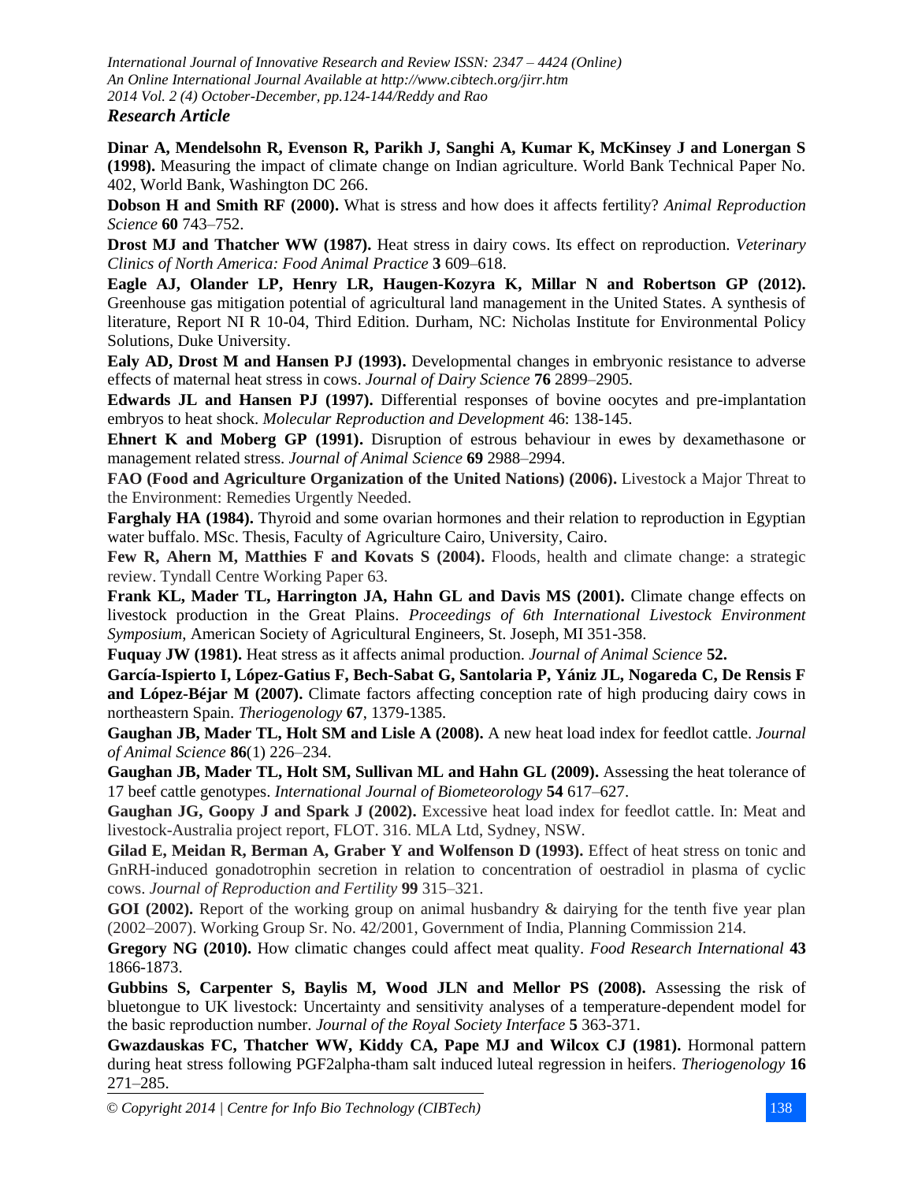**Dinar A, Mendelsohn R, Evenson R, Parikh J, Sanghi A, Kumar K, McKinsey J and Lonergan S (1998).** Measuring the impact of climate change on Indian agriculture. World Bank Technical Paper No. 402, World Bank, Washington DC 266.

**Dobson H and Smith RF (2000).** What is stress and how does it affects fertility? *Animal Reproduction Science* **60** 743–752.

**Drost MJ and Thatcher WW (1987).** Heat stress in dairy cows. Its effect on reproduction. *Veterinary Clinics of North America: Food Animal Practice* **3** 609–618.

**Eagle AJ, Olander LP, Henry LR, Haugen-Kozyra K, Millar N and Robertson GP (2012).** Greenhouse gas mitigation potential of agricultural land management in the United States. A synthesis of literature, Report NI R 10-04, Third Edition. Durham, NC: Nicholas Institute for Environmental Policy Solutions, Duke University.

**Ealy AD, Drost M and Hansen PJ (1993).** Developmental changes in embryonic resistance to adverse effects of maternal heat stress in cows. *Journal of Dairy Science* **76** 2899–2905.

**Edwards JL and Hansen PJ (1997).** Differential responses of bovine oocytes and pre-implantation embryos to heat shock. *Molecular Reproduction and Development* 46: 138-145.

**Ehnert K and Moberg GP (1991).** Disruption of estrous behaviour in ewes by dexamethasone or management related stress. *Journal of Animal Science* **69** 2988–2994.

**FAO (Food and Agriculture Organization of the United Nations) (2006).** Livestock a Major Threat to the Environment: Remedies Urgently Needed.

**Farghaly HA (1984).** Thyroid and some ovarian hormones and their relation to reproduction in Egyptian water buffalo. MSc. Thesis, Faculty of Agriculture Cairo, University, Cairo.

**Few R, Ahern M, Matthies F and Kovats S (2004).** Floods, health and climate change: a strategic review. Tyndall Centre Working Paper 63.

**Frank KL, Mader TL, Harrington JA, Hahn GL and Davis MS (2001).** Climate change effects on livestock production in the Great Plains. *Proceedings of 6th International Livestock Environment Symposium*, American Society of Agricultural Engineers, St. Joseph, MI 351-358.

**Fuquay JW (1981).** Heat stress as it affects animal production. *Journal of Animal Science* **52.**

**García-Ispierto I, López-Gatius F, Bech-Sabat G, Santolaria P, Yániz JL, Nogareda C, De Rensis F and López-Béjar M (2007).** Climate factors affecting conception rate of high producing dairy cows in northeastern Spain. *Theriogenology* **67**, 1379-1385.

**Gaughan JB, Mader TL, Holt SM and Lisle A (2008).** A new heat load index for feedlot cattle. *Journal of Animal Science* **86**(1) 226–234.

**Gaughan JB, Mader TL, Holt SM, Sullivan ML and Hahn GL (2009).** Assessing the heat tolerance of 17 beef cattle genotypes. *International Journal of Biometeorology* **54** 617–627.

**Gaughan JG, Goopy J and Spark J (2002).** Excessive heat load index for feedlot cattle. In: Meat and livestock-Australia project report, FLOT. 316. MLA Ltd, Sydney, NSW.

**Gilad E, Meidan R, Berman A, Graber Y and Wolfenson D (1993).** Effect of heat stress on tonic and GnRH-induced gonadotrophin secretion in relation to concentration of oestradiol in plasma of cyclic cows. *Journal of Reproduction and Fertility* **99** 315–321.

**GOI (2002).** Report of the working group on animal husbandry & dairying for the tenth five year plan (2002–2007). Working Group Sr. No. 42/2001, Government of India, Planning Commission 214.

**Gregory NG (2010).** How climatic changes could affect meat quality. *Food Research International* **43** 1866-1873.

**Gubbins S, Carpenter S, Baylis M, Wood JLN and Mellor PS (2008).** Assessing the risk of bluetongue to UK livestock: Uncertainty and sensitivity analyses of a temperature-dependent model for the basic reproduction number. *Journal of the Royal Society Interface* **5** 363-371.

**Gwazdauskas FC, Thatcher WW, Kiddy CA, Pape MJ and Wilcox CJ (1981).** Hormonal pattern during heat stress following PGF2alpha-tham salt induced luteal regression in heifers. *Theriogenology* **16** 271–285.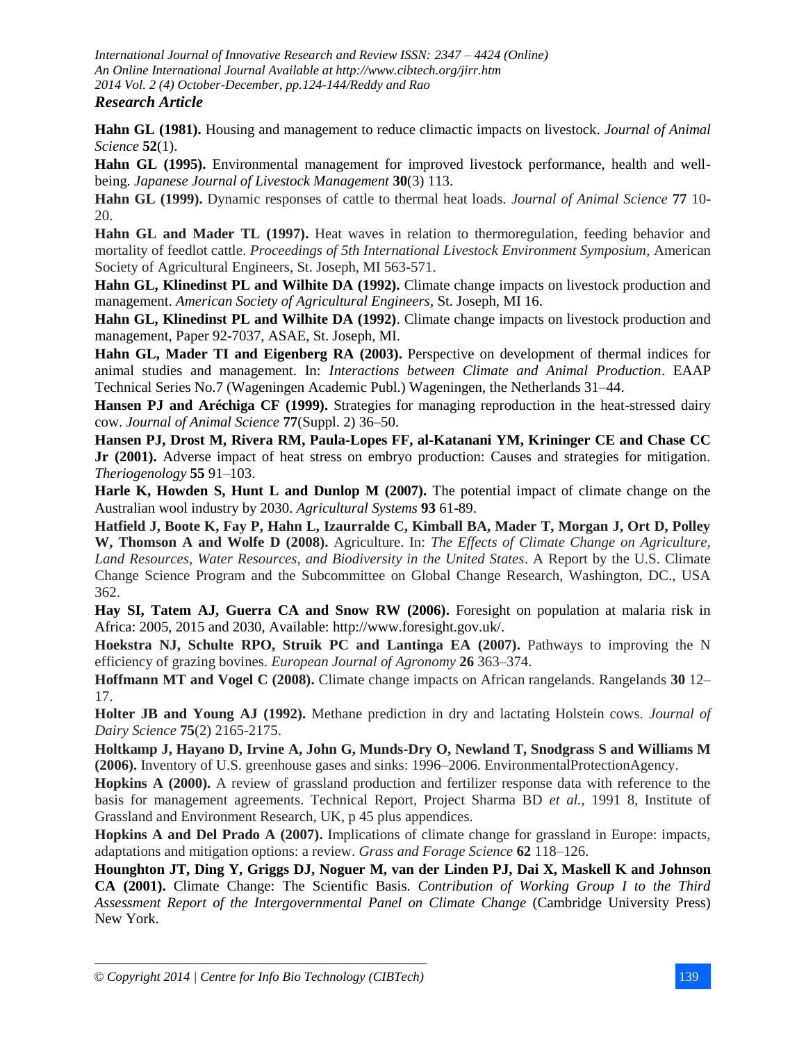**Hahn GL (1981).** Housing and management to reduce climactic impacts on livestock. *Journal of Animal Science* **52**(1).

**Hahn GL (1995).** Environmental management for improved livestock performance, health and well-being. *Japanese Journal of Livestock Management* **30**(3) 113.

**Hahn GL (1999).** Dynamic responses of cattle to thermal heat loads. *Journal of Animal Science* **77** 10-20.

**Hahn GL and Mader TL (1997).** Heat waves in relation to thermoregulation, feeding behavior and mortality of feedlot cattle. *Proceedings of 5th International Livestock Environment Symposium*, American Society of Agricultural Engineers, St. Joseph, MI 563-571.

**Hahn GL, Klinedinst PL and Wilhite DA (1992).** Climate change impacts on livestock production and management. *American Society of Agricultural Engineers*, St. Joseph, MI 16.

**Hahn GL, Klinedinst PL and Wilhite DA (1992)**. Climate change impacts on livestock production and management, Paper 92-7037, ASAE, St. Joseph, MI.

**Hahn GL, Mader TI and Eigenberg RA (2003).** Perspective on development of thermal indices for animal studies and management. In: *Interactions between Climate and Animal Production*. EAAP Technical Series No.7 (Wageningen Academic Publ.) Wageningen, the Netherlands 31–44.

**Hansen PJ and Aréchiga CF (1999).** Strategies for managing reproduction in the heat-stressed dairy cow. *Journal of Animal Science* **77**(Suppl. 2) 36–50.

**Hansen PJ, Drost M, Rivera RM, Paula-Lopes FF, al-Katanani YM, Krininger CE and Chase CC Jr (2001).** Adverse impact of heat stress on embryo production: Causes and strategies for mitigation. *Theriogenology* **55** 91–103.

**Harle K, Howden S, Hunt L and Dunlop M (2007).** The potential impact of climate change on the Australian wool industry by 2030. *Agricultural Systems* **93** 61-89.

**Hatfield J, Boote K, Fay P, Hahn L, Izaurralde C, Kimball BA, Mader T, Morgan J, Ort D, Polley W, Thomson A and Wolfe D (2008).** Agriculture. In: *The Effects of Climate Change on Agriculture, Land Resources, Water Resources, and Biodiversity in the United States*. A Report by the U.S. Climate Change Science Program and the Subcommittee on Global Change Research, Washington, DC., USA 362.

**Hay SI, Tatem AJ, Guerra CA and Snow RW (2006).** Foresight on population at malaria risk in Africa: 2005, 2015 and 2030, Available: http://www.foresight.gov.uk/.

**Hoekstra NJ, Schulte RPO, Struik PC and Lantinga EA (2007).** Pathways to improving the N efficiency of grazing bovines. *European Journal of Agronomy* **26** 363–374.

**Hoffmann MT and Vogel C (2008).** Climate change impacts on African rangelands. Rangelands **30** 12–17.

**Holter JB and Young AJ (1992).** Methane prediction in dry and lactating Holstein cows. *Journal of Dairy Science* **75**(2) 2165-2175.

**Holtkamp J, Hayano D, Irvine A, John G, Munds-Dry O, Newland T, Snodgrass S and Williams M (2006).** Inventory of U.S. greenhouse gases and sinks: 1996–2006. EnvironmentalProtectionAgency.

**Hopkins A (2000).** A review of grassland production and fertilizer response data with reference to the basis for management agreements. Technical Report, Project Sharma BD *et al.,* 1991 8, Institute of Grassland and Environment Research, UK, p 45 plus appendices.

**Hopkins A and Del Prado A (2007).** Implications of climate change for grassland in Europe: impacts, adaptations and mitigation options: a review. *Grass and Forage Science* **62** 118–126.

**Hounghton JT, Ding Y, Griggs DJ, Noguer M, van der Linden PJ, Dai X, Maskell K and Johnson CA (2001).** Climate Change: The Scientific Basis. *Contribution of Working Group I to the Third Assessment Report of the Intergovernmental Panel on Climate Change* (Cambridge University Press) New York.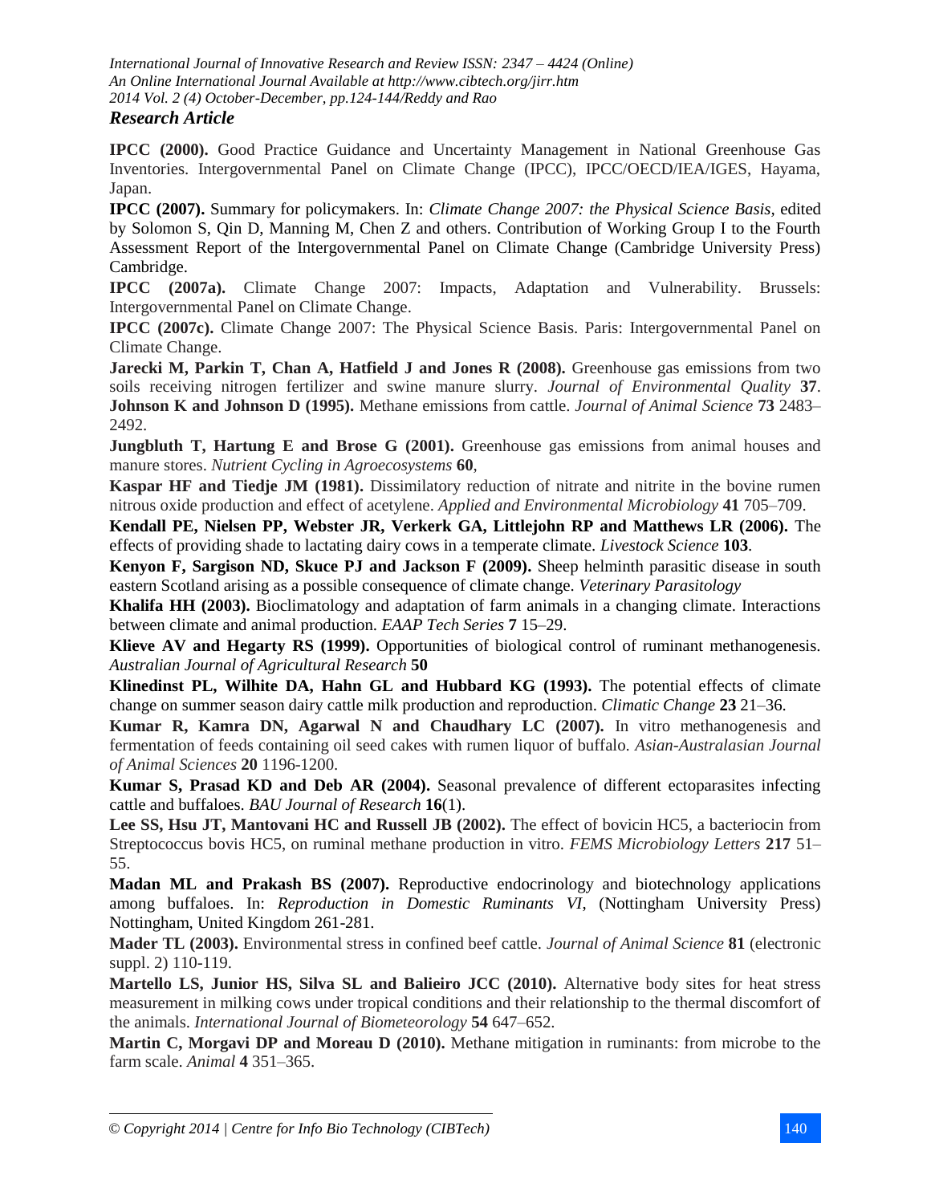**IPCC (2000).** Good Practice Guidance and Uncertainty Management in National Greenhouse Gas Inventories. Intergovernmental Panel on Climate Change (IPCC), IPCC/OECD/IEA/IGES, Hayama, Japan.

**IPCC (2007).** Summary for policymakers. In: *Climate Change 2007: the Physical Science Basis*, edited by Solomon S, Qin D, Manning M, Chen Z and others. Contribution of Working Group I to the Fourth Assessment Report of the Intergovernmental Panel on Climate Change (Cambridge University Press) Cambridge.

**IPCC (2007a).** Climate Change 2007: Impacts, Adaptation and Vulnerability. Brussels: Intergovernmental Panel on Climate Change.

**IPCC (2007c).** Climate Change 2007: The Physical Science Basis. Paris: Intergovernmental Panel on Climate Change.

**Jarecki M, Parkin T, Chan A, Hatfield J and Jones R (2008).** Greenhouse gas emissions from two soils receiving nitrogen fertilizer and swine manure slurry. *Journal of Environmental Quality* **37**.

**Johnson K and Johnson D (1995).** Methane emissions from cattle. *Journal of Animal Science* **73** 2483–2492.

**Jungbluth T, Hartung E and Brose G (2001).** Greenhouse gas emissions from animal houses and manure stores. *Nutrient Cycling in Agroecosystems* **60**,

**Kaspar HF and Tiedje JM (1981).** Dissimilatory reduction of nitrate and nitrite in the bovine rumen nitrous oxide production and effect of acetylene. *Applied and Environmental Microbiology* **41** 705–709.

**Kendall PE, Nielsen PP, Webster JR, Verkerk GA, Littlejohn RP and Matthews LR (2006).** The effects of providing shade to lactating dairy cows in a temperate climate. *Livestock Science* **103**.

**Kenyon F, Sargison ND, Skuce PJ and Jackson F (2009).** Sheep helminth parasitic disease in south eastern Scotland arising as a possible consequence of climate change. *Veterinary Parasitology*

**Khalifa HH (2003).** Bioclimatology and adaptation of farm animals in a changing climate. Interactions between climate and animal production. *EAAP Tech Series* **7** 15–29.

**Klieve AV and Hegarty RS (1999).** Opportunities of biological control of ruminant methanogenesis. *Australian Journal of Agricultural Research* **50**

**Klinedinst PL, Wilhite DA, Hahn GL and Hubbard KG (1993).** The potential effects of climate change on summer season dairy cattle milk production and reproduction. *Climatic Change* **23** 21–36.

**Kumar R, Kamra DN, Agarwal N and Chaudhary LC (2007).** In vitro methanogenesis and fermentation of feeds containing oil seed cakes with rumen liquor of buffalo. *Asian-Australasian Journal of Animal Sciences* **20** 1196-1200.

**Kumar S, Prasad KD and Deb AR (2004).** Seasonal prevalence of different ectoparasites infecting cattle and buffaloes. *BAU Journal of Research* **16**(1).

**Lee SS, Hsu JT, Mantovani HC and Russell JB (2002).** The effect of bovicin HC5, a bacteriocin from Streptococcus bovis HC5, on ruminal methane production in vitro. *FEMS Microbiology Letters* **217** 51–55.

**Madan ML and Prakash BS (2007).** Reproductive endocrinology and biotechnology applications among buffaloes. In: *Reproduction in Domestic Ruminants VI*, (Nottingham University Press) Nottingham, United Kingdom 261-281.

**Mader TL (2003).** Environmental stress in confined beef cattle. *Journal of Animal Science* **81** (electronic suppl. 2) 110-119.

**Martello LS, Junior HS, Silva SL and Balieiro JCC (2010).** Alternative body sites for heat stress measurement in milking cows under tropical conditions and their relationship to the thermal discomfort of the animals. *International Journal of Biometeorology* **54** 647–652.

**Martin C, Morgavi DP and Moreau D (2010).** Methane mitigation in ruminants: from microbe to the farm scale. *Animal* **4** 351–365.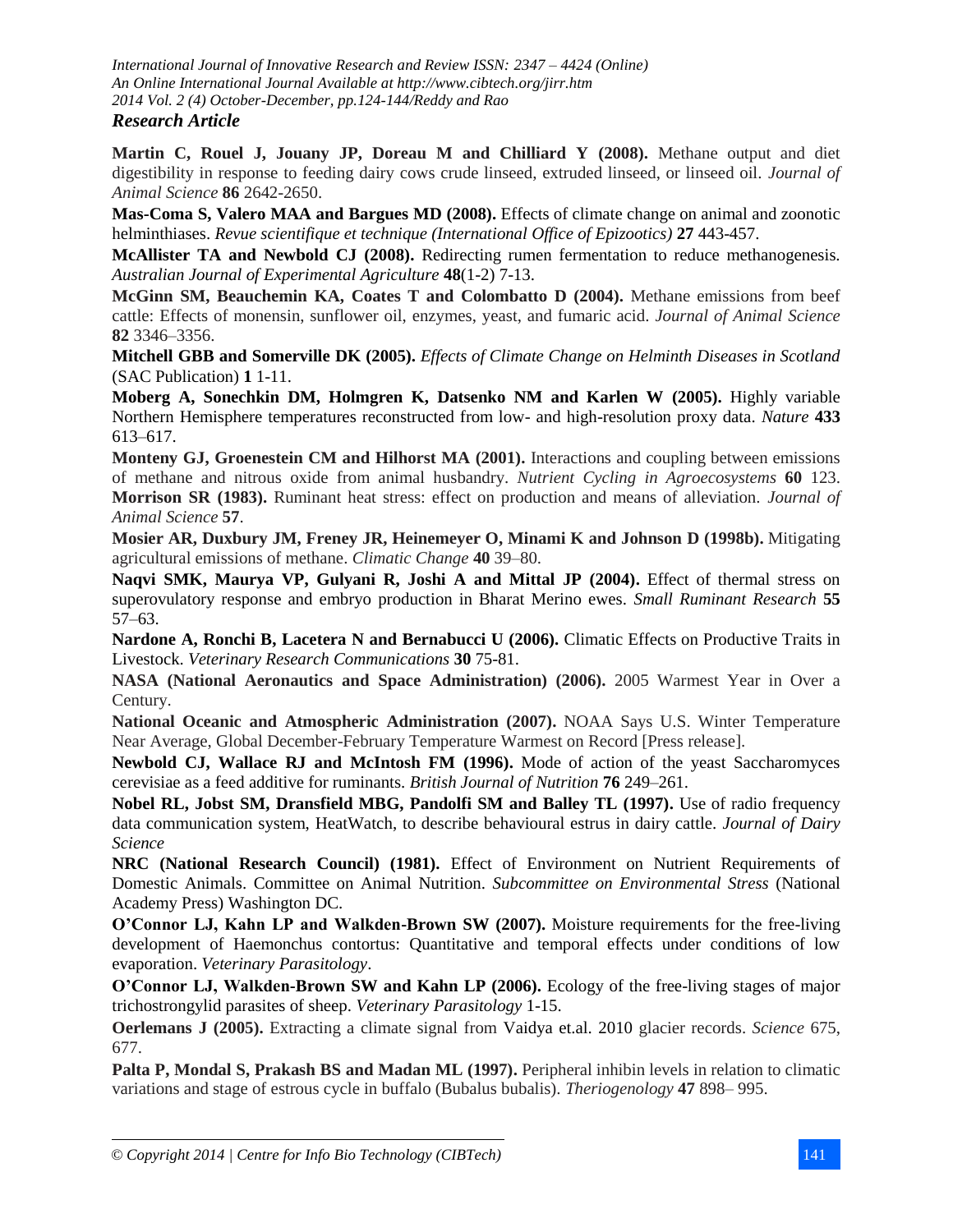**Martin C, Rouel J, Jouany JP, Doreau M and Chilliard Y (2008).** Methane output and diet digestibility in response to feeding dairy cows crude linseed, extruded linseed, or linseed oil. *Journal of Animal Science* **86** 2642-2650.

**Mas-Coma S, Valero MAA and Bargues MD (2008).** Effects of climate change on animal and zoonotic helminthiases. *Revue scientifique et technique (International Office of Epizootics)* **27** 443-457.

**McAllister TA and Newbold CJ (2008).** Redirecting rumen fermentation to reduce methanogenesis. *Australian Journal of Experimental Agriculture* **48**(1-2) 7-13.

**McGinn SM, Beauchemin KA, Coates T and Colombatto D (2004).** Methane emissions from beef cattle: Effects of monensin, sunflower oil, enzymes, yeast, and fumaric acid. *Journal of Animal Science* **82** 3346–3356.

**Mitchell GBB and Somerville DK (2005).** *Effects of Climate Change on Helminth Diseases in Scotland* (SAC Publication) **1** 1-11.

**Moberg A, Sonechkin DM, Holmgren K, Datsenko NM and Karlen W (2005).** Highly variable Northern Hemisphere temperatures reconstructed from low- and high-resolution proxy data. *Nature* **433** 613–617.

**Monteny GJ, Groenestein CM and Hilhorst MA (2001).** Interactions and coupling between emissions of methane and nitrous oxide from animal husbandry. *Nutrient Cycling in Agroecosystems* **60** 123.

**Morrison SR (1983).** Ruminant heat stress: effect on production and means of alleviation. *Journal of Animal Science* **57**.

**Mosier AR, Duxbury JM, Freney JR, Heinemeyer O, Minami K and Johnson D (1998b).** Mitigating agricultural emissions of methane. *Climatic Change* **40** 39–80.

**Naqvi SMK, Maurya VP, Gulyani R, Joshi A and Mittal JP (2004).** Effect of thermal stress on superovulatory response and embryo production in Bharat Merino ewes. *Small Ruminant Research* **55** 57–63.

**Nardone A, Ronchi B, Lacetera N and Bernabucci U (2006).** Climatic Effects on Productive Traits in Livestock. *Veterinary Research Communications* **30** 75-81.

**NASA (National Aeronautics and Space Administration) (2006).** 2005 Warmest Year in Over a Century.

**National Oceanic and Atmospheric Administration (2007).** NOAA Says U.S. Winter Temperature Near Average, Global December-February Temperature Warmest on Record [Press release].

**Newbold CJ, Wallace RJ and McIntosh FM (1996).** Mode of action of the yeast Saccharomyces cerevisiae as a feed additive for ruminants. *British Journal of Nutrition* **76** 249–261.

**Nobel RL, Jobst SM, Dransfield MBG, Pandolfi SM and Balley TL (1997).** Use of radio frequency data communication system, HeatWatch, to describe behavioural estrus in dairy cattle. *Journal of Dairy Science*

**NRC (National Research Council) (1981).** Effect of Environment on Nutrient Requirements of Domestic Animals. Committee on Animal Nutrition. *Subcommittee on Environmental Stress* (National Academy Press) Washington DC.

**O'Connor LJ, Kahn LP and Walkden-Brown SW (2007).** Moisture requirements for the free-living development of Haemonchus contortus: Quantitative and temporal effects under conditions of low evaporation. *Veterinary Parasitology*.

**O'Connor LJ, Walkden-Brown SW and Kahn LP (2006).** Ecology of the free-living stages of major trichostrongylid parasites of sheep. *Veterinary Parasitology* 1-15.

**Oerlemans J (2005).** Extracting a climate signal from Vaidya et.al. 2010 glacier records. *Science* 675, 677.

**Palta P, Mondal S, Prakash BS and Madan ML (1997).** Peripheral inhibin levels in relation to climatic variations and stage of estrous cycle in buffalo (Bubalus bubalis). *Theriogenology* **47** 898– 995.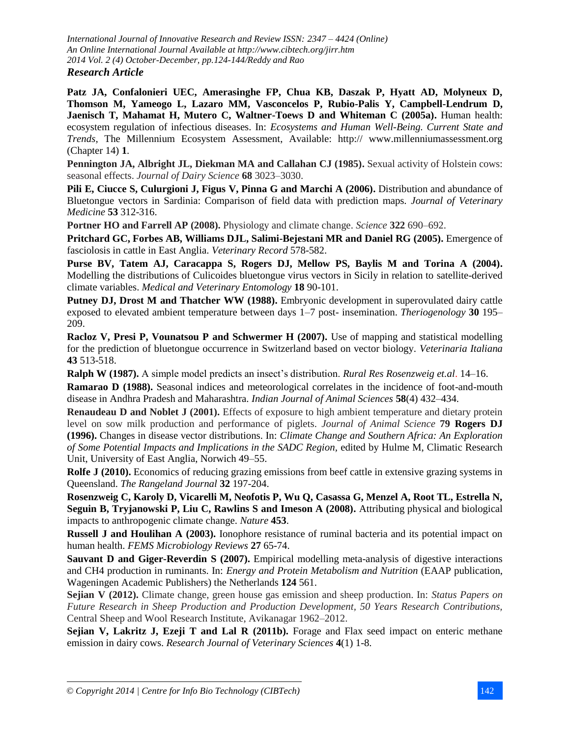**Patz JA, Confalonieri UEC, Amerasinghe FP, Chua KB, Daszak P, Hyatt AD, Molyneux D, Thomson M, Yameogo L, Lazaro MM, Vasconcelos P, Rubio-Palis Y, Campbell-Lendrum D, Jaenisch T, Mahamat H, Mutero C, Waltner-Toews D and Whiteman C (2005a).** Human health: ecosystem regulation of infectious diseases. In: *Ecosystems and Human Well-Being. Current State and Trends*, The Millennium Ecosystem Assessment, Available: http:// www.millenniumassessment.org (Chapter 14) **1**.

**Pennington JA, Albright JL, Diekman MA and Callahan CJ (1985).** Sexual activity of Holstein cows: seasonal effects. *Journal of Dairy Science* **68** 3023–3030.

**Pili E, Ciucce S, Culurgioni J, Figus V, Pinna G and Marchi A (2006).** Distribution and abundance of Bluetongue vectors in Sardinia: Comparison of field data with prediction maps. *Journal of Veterinary Medicine* **53** 312-316.

**Portner HO and Farrell AP (2008).** Physiology and climate change. *Science* **322** 690–692.

**Pritchard GC, Forbes AB, Williams DJL, Salimi-Bejestani MR and Daniel RG (2005).** Emergence of fasciolosis in cattle in East Anglia. *Veterinary Record* 578-582.

**Purse BV, Tatem AJ, Caracappa S, Rogers DJ, Mellow PS, Baylis M and Torina A (2004).** Modelling the distributions of Culicoides bluetongue virus vectors in Sicily in relation to satellite-derived climate variables. *Medical and Veterinary Entomology* **18** 90-101.

**Putney DJ, Drost M and Thatcher WW (1988).** Embryonic development in superovulated dairy cattle exposed to elevated ambient temperature between days 1–7 post- insemination. *Theriogenology* **30** 195–209.

**Racloz V, Presi P, Vounatsou P and Schwermer H (2007).** Use of mapping and statistical modelling for the prediction of bluetongue occurrence in Switzerland based on vector biology. *Veterinaria Italiana* **43** 513-518.

**Ralph W (1987).** A simple model predicts an insect's distribution. *Rural Res Rosenzweig et.al*. 14–16.

**Ramarao D (1988).** Seasonal indices and meteorological correlates in the incidence of foot-and-mouth disease in Andhra Pradesh and Maharashtra. *Indian Journal of Animal Sciences* **58**(4) 432–434.

**Renaudeau D and Noblet J (2001).** Effects of exposure to high ambient temperature and dietary protein level on sow milk production and performance of piglets. *Journal of Animal Science* **79** **Rogers DJ (1996).** Changes in disease vector distributions. In: *Climate Change and Southern Africa: An Exploration of Some Potential Impacts and Implications in the SADC Region*, edited by Hulme M, Climatic Research Unit, University of East Anglia, Norwich 49–55.

**Rolfe J (2010).** Economics of reducing grazing emissions from beef cattle in extensive grazing systems in Queensland. *The Rangeland Journal* **32** 197-204.

**Rosenzweig C, Karoly D, Vicarelli M, Neofotis P, Wu Q, Casassa G, Menzel A, Root TL, Estrella N, Seguin B, Tryjanowski P, Liu C, Rawlins S and Imeson A (2008).** Attributing physical and biological impacts to anthropogenic climate change. *Nature* **453**.

**Russell J and Houlihan A (2003).** Ionophore resistance of ruminal bacteria and its potential impact on human health. *FEMS Microbiology Reviews* **27** 65-74.

**Sauvant D and Giger-Reverdin S (2007).** Empirical modelling meta-analysis of digestive interactions and CH4 production in ruminants. In: *Energy and Protein Metabolism and Nutrition* (EAAP publication, Wageningen Academic Publishers) the Netherlands **124** 561.

**Sejian V (2012).** Climate change, green house gas emission and sheep production. In: *Status Papers on Future Research in Sheep Production and Production Development, 50 Years Research Contributions,* Central Sheep and Wool Research Institute, Avikanagar 1962–2012.

**Sejian V, Lakritz J, Ezeji T and Lal R (2011b).** Forage and Flax seed impact on enteric methane emission in dairy cows. *Research Journal of Veterinary Sciences* **4**(1) 1-8.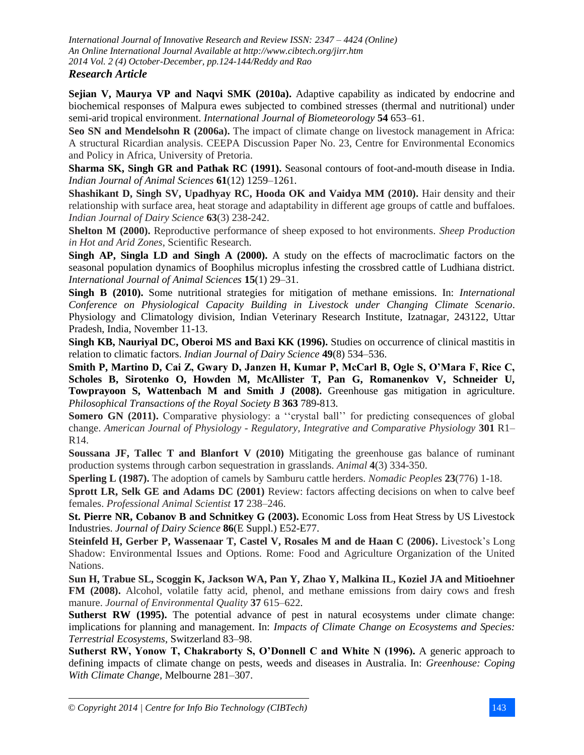**Sejian V, Maurya VP and Naqvi SMK (2010a).** Adaptive capability as indicated by endocrine and biochemical responses of Malpura ewes subjected to combined stresses (thermal and nutritional) under semi-arid tropical environment. *International Journal of Biometeorology* **54** 653–61.

**Seo SN and Mendelsohn R (2006a).** The impact of climate change on livestock management in Africa: A structural Ricardian analysis. CEEPA Discussion Paper No. 23, Centre for Environmental Economics and Policy in Africa, University of Pretoria.

**Sharma SK, Singh GR and Pathak RC (1991).** Seasonal contours of foot-and-mouth disease in India. *Indian Journal of Animal Sciences* **61**(12) 1259–1261.

**Shashikant D, Singh SV, Upadhyay RC, Hooda OK and Vaidya MM (2010).** Hair density and their relationship with surface area, heat storage and adaptability in different age groups of cattle and buffaloes. *Indian Journal of Dairy Science* **63**(3) 238-242.

**Shelton M (2000).** Reproductive performance of sheep exposed to hot environments. *Sheep Production in Hot and Arid Zones*, Scientific Research.

**Singh AP, Singla LD and Singh A (2000).** A study on the effects of macroclimatic factors on the seasonal population dynamics of Boophilus microplus infesting the crossbred cattle of Ludhiana district. *International Journal of Animal Sciences* **15**(1) 29–31.

**Singh B (2010).** Some nutritional strategies for mitigation of methane emissions. In: *International Conference on Physiological Capacity Building in Livestock under Changing Climate Scenario*. Physiology and Climatology division, Indian Veterinary Research Institute, Izatnagar, 243122, Uttar Pradesh, India, November 11-13.

**Singh KB, Nauriyal DC, Oberoi MS and Baxi KK (1996).** Studies on occurrence of clinical mastitis in relation to climatic factors. *Indian Journal of Dairy Science* **49**(8) 534–536.

**Smith P, Martino D, Cai Z, Gwary D, Janzen H, Kumar P, McCarl B, Ogle S, O'Mara F, Rice C, Scholes B, Sirotenko O, Howden M, McAllister T, Pan G, Romanenkov V, Schneider U, Towprayoon S, Wattenbach M and Smith J (2008).** Greenhouse gas mitigation in agriculture. *Philosophical Transactions of the Royal Society B* **363** 789-813.

**Somero GN (2011).** Comparative physiology: a ''crystal ball'' for predicting consequences of global change. *American Journal of Physiology - Regulatory, Integrative and Comparative Physiology* **301** R1–R14.

**Soussana JF, Tallec T and Blanfort V (2010)** Mitigating the greenhouse gas balance of ruminant production systems through carbon sequestration in grasslands. *Animal* **4**(3) 334-350.

**Sperling L (1987).** The adoption of camels by Samburu cattle herders. *Nomadic Peoples* **23**(776) 1-18.

**Sprott LR, Selk GE and Adams DC (2001)** Review: factors affecting decisions on when to calve beef females. *Professional Animal Scientist* **17** 238–246.

**St. Pierre NR, Cobanov B and Schnitkey G (2003).** Economic Loss from Heat Stress by US Livestock Industries. *Journal of Dairy Science* **86**(E Suppl.) E52-E77.

**Steinfeld H, Gerber P, Wassenaar T, Castel V, Rosales M and de Haan C (2006).** Livestock's Long Shadow: Environmental Issues and Options. Rome: Food and Agriculture Organization of the United Nations.

**Sun H, Trabue SL, Scoggin K, Jackson WA, Pan Y, Zhao Y, Malkina IL, Koziel JA and Mitioehner FM (2008).** Alcohol, volatile fatty acid, phenol, and methane emissions from dairy cows and fresh manure. *Journal of Environmental Quality* **37** 615–622.

**Sutherst RW (1995).** The potential advance of pest in natural ecosystems under climate change: implications for planning and management. In: *Impacts of Climate Change on Ecosystems and Species: Terrestrial Ecosystems*, Switzerland 83–98.

**Sutherst RW, Yonow T, Chakraborty S, O'Donnell C and White N (1996).** A generic approach to defining impacts of climate change on pests, weeds and diseases in Australia. In: *Greenhouse: Coping With Climate Change*, Melbourne 281–307.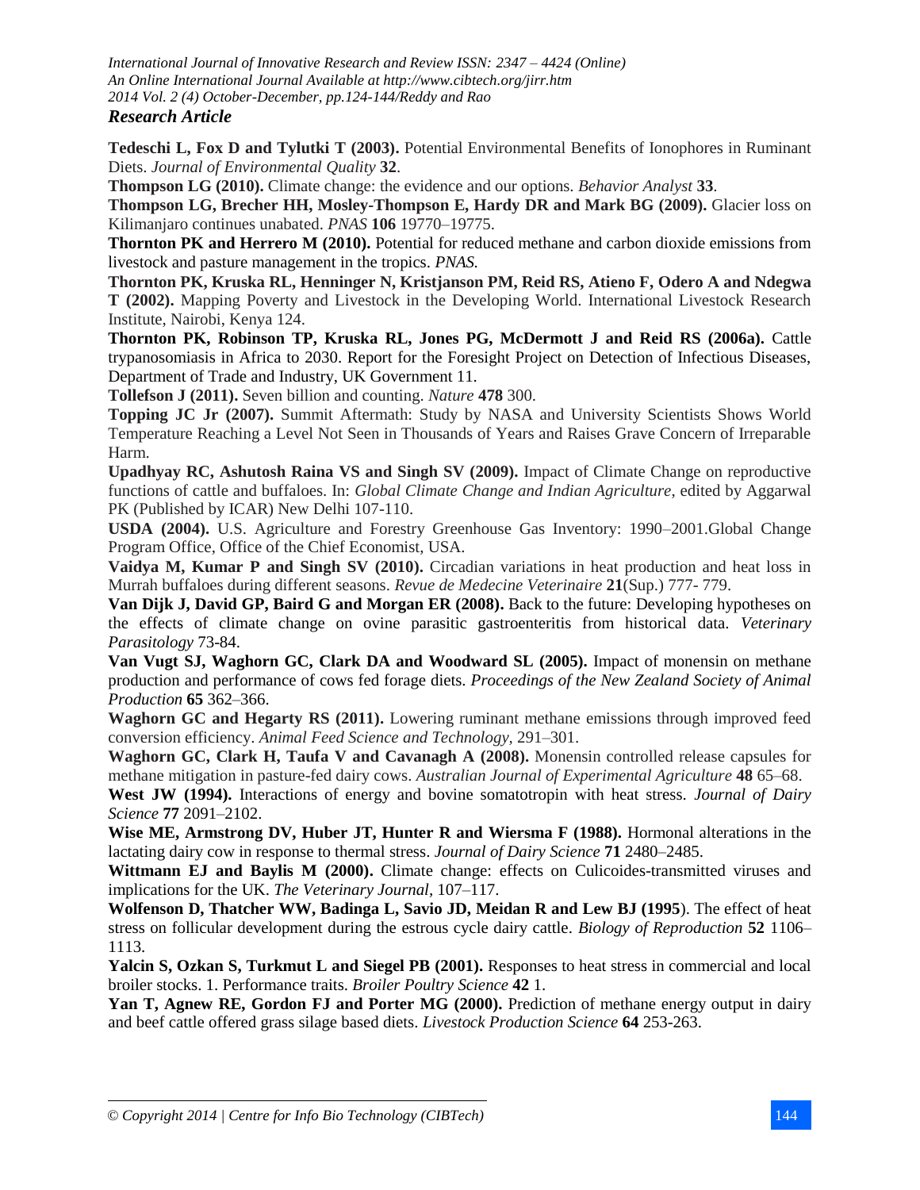**Tedeschi L, Fox D and Tylutki T (2003).** Potential Environmental Benefits of Ionophores in Ruminant Diets. *Journal of Environmental Quality* **32**.

**Thompson LG (2010).** Climate change: the evidence and our options. *Behavior Analyst* **33**.

**Thompson LG, Brecher HH, Mosley-Thompson E, Hardy DR and Mark BG (2009).** Glacier loss on Kilimanjaro continues unabated. *PNAS* **106** 19770–19775.

**Thornton PK and Herrero M (2010).** Potential for reduced methane and carbon dioxide emissions from livestock and pasture management in the tropics. *PNAS.*

**Thornton PK, Kruska RL, Henninger N, Kristjanson PM, Reid RS, Atieno F, Odero A and Ndegwa T (2002).** Mapping Poverty and Livestock in the Developing World. International Livestock Research Institute, Nairobi, Kenya 124.

**Thornton PK, Robinson TP, Kruska RL, Jones PG, McDermott J and Reid RS (2006a).** Cattle trypanosomiasis in Africa to 2030. Report for the Foresight Project on Detection of Infectious Diseases, Department of Trade and Industry, UK Government 11.

**Tollefson J (2011).** Seven billion and counting. *Nature* **478** 300.

**Topping JC Jr (2007).** Summit Aftermath: Study by NASA and University Scientists Shows World Temperature Reaching a Level Not Seen in Thousands of Years and Raises Grave Concern of Irreparable Harm.

**Upadhyay RC, Ashutosh Raina VS and Singh SV (2009).** Impact of Climate Change on reproductive functions of cattle and buffaloes. In: *Global Climate Change and Indian Agriculture*, edited by Aggarwal PK (Published by ICAR) New Delhi 107-110.

**USDA (2004).** U.S. Agriculture and Forestry Greenhouse Gas Inventory: 1990–2001.Global Change Program Office, Office of the Chief Economist, USA.

**Vaidya M, Kumar P and Singh SV (2010).** Circadian variations in heat production and heat loss in Murrah buffaloes during different seasons. *Revue de Medecine Veterinaire* **21**(Sup.) 777- 779.

**Van Dijk J, David GP, Baird G and Morgan ER (2008).** Back to the future: Developing hypotheses on the effects of climate change on ovine parasitic gastroenteritis from historical data. *Veterinary Parasitology* 73-84.

**Van Vugt SJ, Waghorn GC, Clark DA and Woodward SL (2005).** Impact of monensin on methane production and performance of cows fed forage diets. *Proceedings of the New Zealand Society of Animal Production* **65** 362–366.

**Waghorn GC and Hegarty RS (2011).** Lowering ruminant methane emissions through improved feed conversion efficiency. *Animal Feed Science and Technology*, 291–301.

**Waghorn GC, Clark H, Taufa V and Cavanagh A (2008).** Monensin controlled release capsules for methane mitigation in pasture-fed dairy cows. *Australian Journal of Experimental Agriculture* **48** 65–68.

**West JW (1994).** Interactions of energy and bovine somatotropin with heat stress. *Journal of Dairy Science* **77** 2091–2102.

**Wise ME, Armstrong DV, Huber JT, Hunter R and Wiersma F (1988).** Hormonal alterations in the lactating dairy cow in response to thermal stress. *Journal of Dairy Science* **71** 2480–2485.

**Wittmann EJ and Baylis M (2000).** Climate change: effects on Culicoides-transmitted viruses and implications for the UK. *The Veterinary Journal,* 107–117.

**Wolfenson D, Thatcher WW, Badinga L, Savio JD, Meidan R and Lew BJ (1995**). The effect of heat stress on follicular development during the estrous cycle dairy cattle. *Biology of Reproduction* **52** 1106–1113.

**Yalcin S, Ozkan S, Turkmut L and Siegel PB (2001).** Responses to heat stress in commercial and local broiler stocks. 1. Performance traits. *Broiler Poultry Science* **42** 1.

**Yan T, Agnew RE, Gordon FJ and Porter MG (2000).** Prediction of methane energy output in dairy and beef cattle offered grass silage based diets. *Livestock Production Science* **64** 253-263.